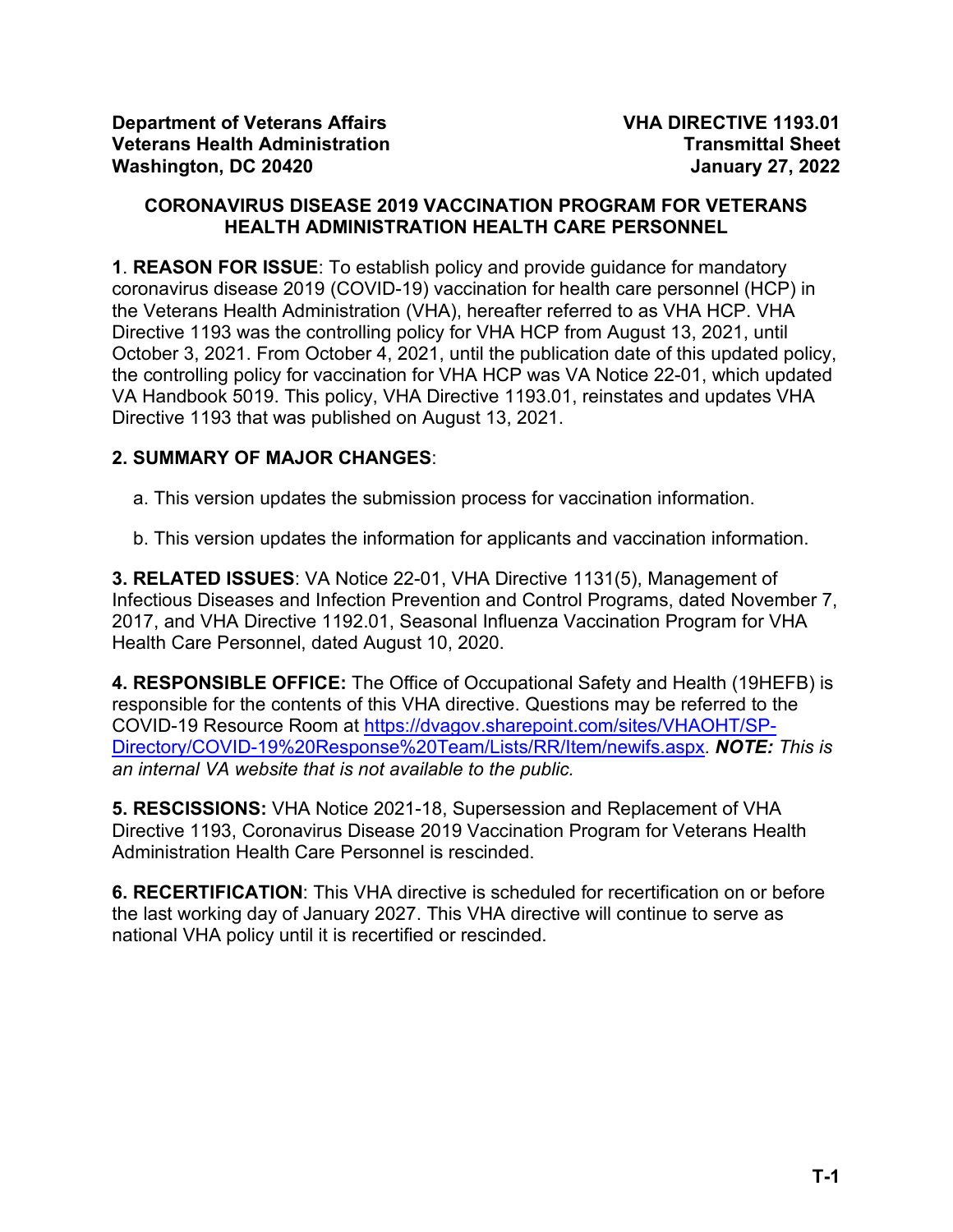**Department of Veterans Affairs**
**Veterans Health Administration**
**Washington, DC 20420**

**VHA DIRECTIVE 1193.01**
**Transmittal Sheet**
**January 27, 2022**

# CORONAVIRUS DISEASE 2019 VACCINATION PROGRAM FOR VETERANS HEALTH ADMINISTRATION HEALTH CARE PERSONNEL

**1**. **REASON FOR ISSUE**: To establish policy and provide guidance for mandatory coronavirus disease 2019 (COVID-19) vaccination for health care personnel (HCP) in the Veterans Health Administration (VHA), hereafter referred to as VHA HCP. VHA Directive 1193 was the controlling policy for VHA HCP from August 13, 2021, until October 3, 2021. From October 4, 2021, until the publication date of this updated policy, the controlling policy for vaccination for VHA HCP was VA Notice 22-01, which updated VA Handbook 5019. This policy, VHA Directive 1193.01, reinstates and updates VHA Directive 1193 that was published on August 13, 2021.

**2. SUMMARY OF MAJOR CHANGES**:

a. This version updates the submission process for vaccination information.

b. This version updates the information for applicants and vaccination information.

**3. RELATED ISSUES**: VA Notice 22-01, VHA Directive 1131(5), Management of Infectious Diseases and Infection Prevention and Control Programs, dated November 7, 2017, and VHA Directive 1192.01, Seasonal Influenza Vaccination Program for VHA Health Care Personnel, dated August 10, 2020.

**4. RESPONSIBLE OFFICE:** The Office of Occupational Safety and Health (19HEFB) is responsible for the contents of this VHA directive. Questions may be referred to the COVID-19 Resource Room at [https://dvagov.sharepoint.com/sites/VHAOHT/SP-Directory/COVID-19%20Response%20Team/Lists/RR/Item/newifs.aspx](https://dvagov.sharepoint.com/sites/VHAOHT/SP-Directory/COVID-19%20Response%20Team/Lists/RR/Item/newifs.aspx). ***NOTE:*** *This is an internal VA website that is not available to the public.*

**5. RESCISSIONS:** VHA Notice 2021-18, Supersession and Replacement of VHA Directive 1193, Coronavirus Disease 2019 Vaccination Program for Veterans Health Administration Health Care Personnel is rescinded.

**6. RECERTIFICATION**: This VHA directive is scheduled for recertification on or before the last working day of January 2027. This VHA directive will continue to serve as national VHA policy until it is recertified or rescinded.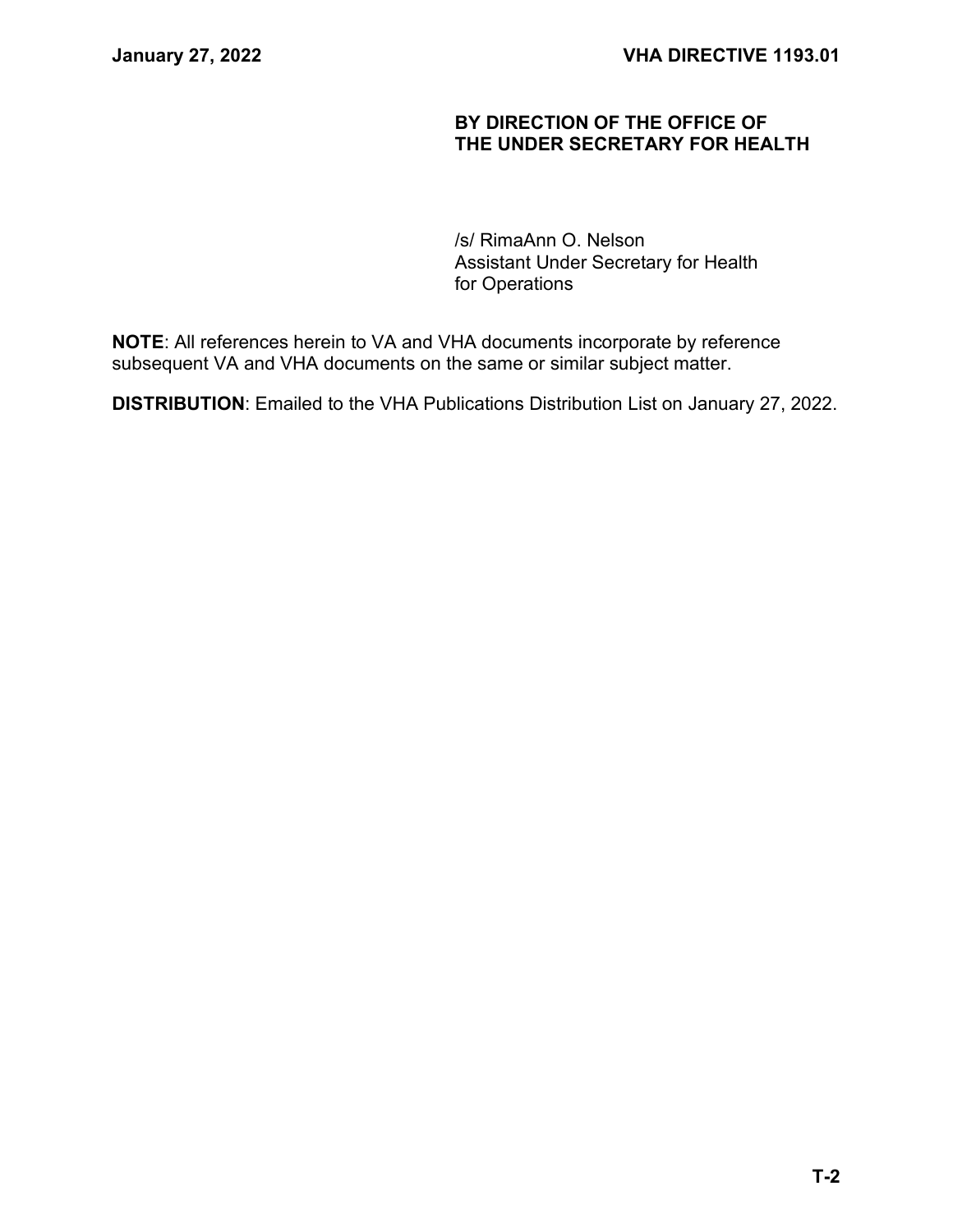**BY DIRECTION OF THE OFFICE OF THE UNDER SECRETARY FOR HEALTH**

/s/ RimaAnn O. Nelson
Assistant Under Secretary for Health
for Operations

**NOTE**: All references herein to VA and VHA documents incorporate by reference subsequent VA and VHA documents on the same or similar subject matter.

**DISTRIBUTION**: Emailed to the VHA Publications Distribution List on January 27, 2022.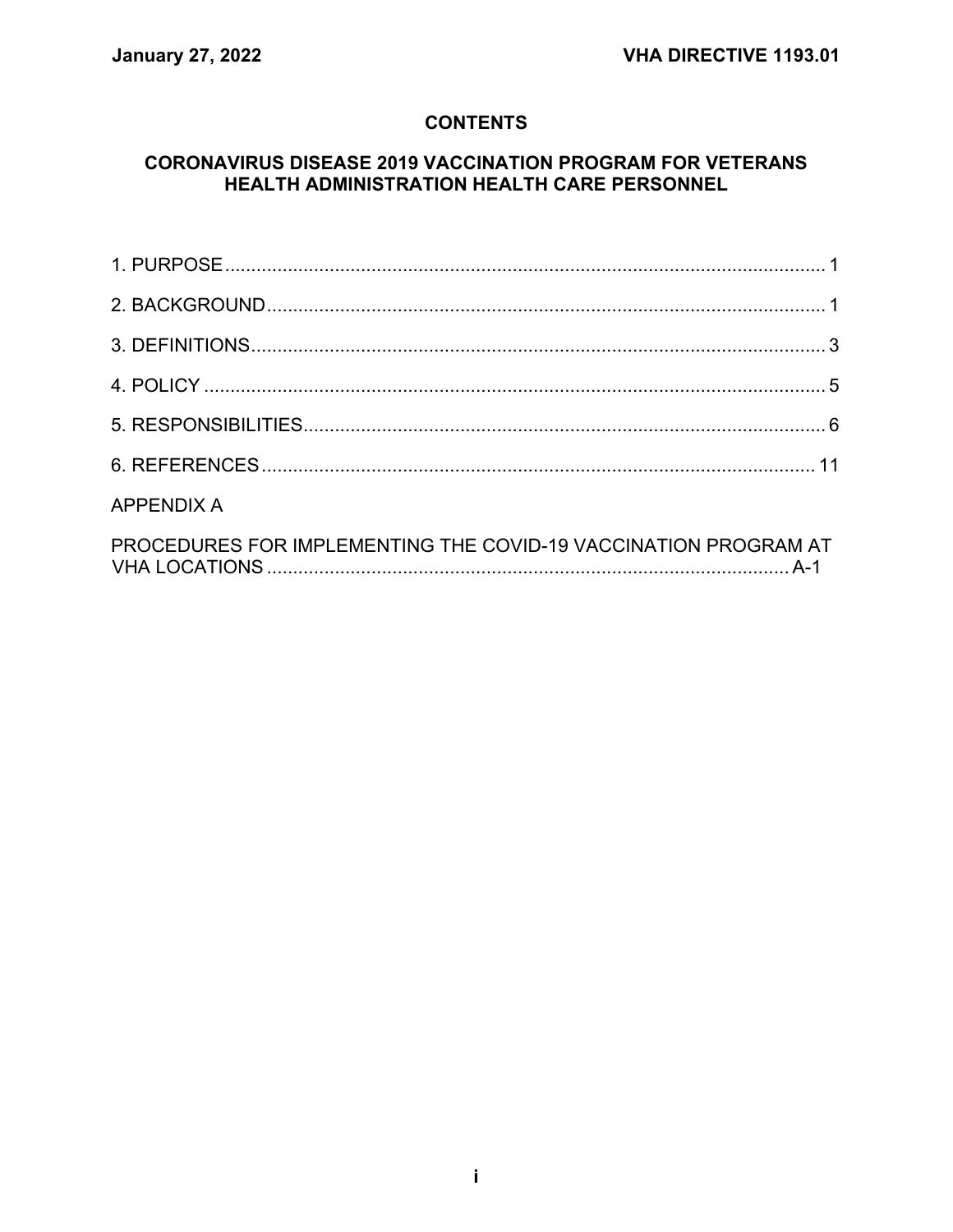## CONTENTS

## CORONAVIRUS DISEASE 2019 VACCINATION PROGRAM FOR VETERANS HEALTH ADMINISTRATION HEALTH CARE PERSONNEL

1. PURPOSE .................................................................................................................. 1

2. BACKGROUND.......................................................................................................... 1

3. DEFINITIONS............................................................................................................. 3

4. POLICY ...................................................................................................................... 5

5. RESPONSIBILITIES................................................................................................... 6

6. REFERENCES ......................................................................................................... 11

APPENDIX A

PROCEDURES FOR IMPLEMENTING THE COVID-19 VACCINATION PROGRAM AT VHA LOCATIONS ................................................................................................... A-1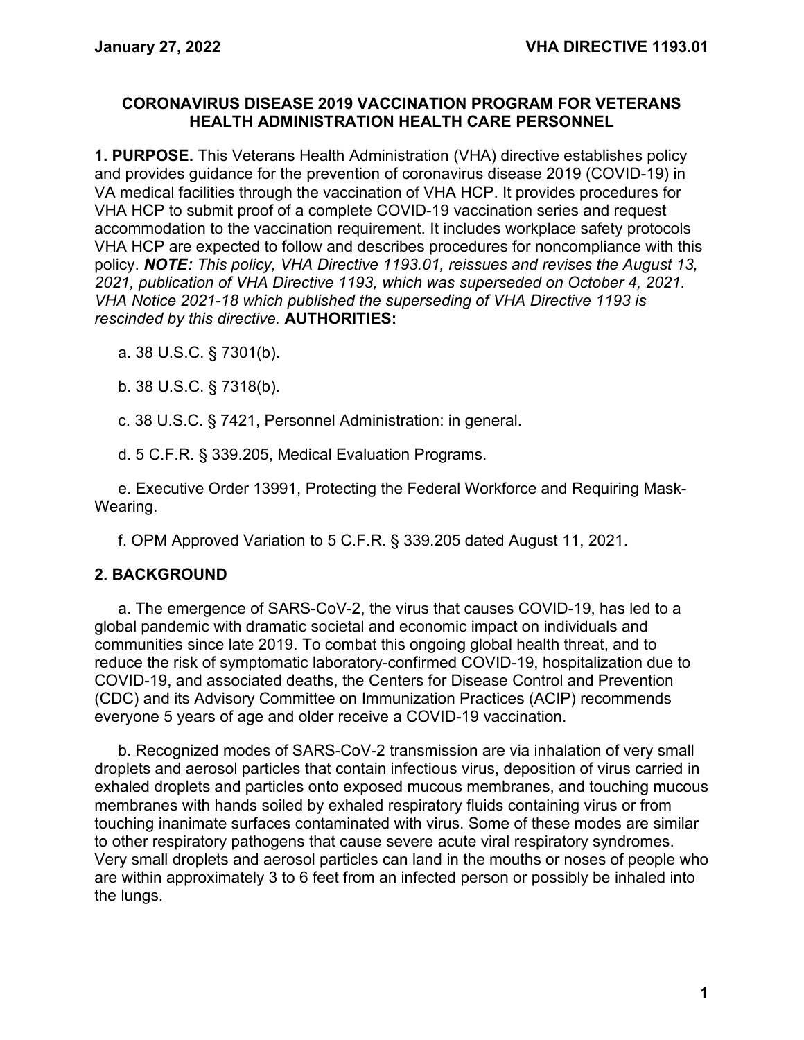**CORONAVIRUS DISEASE 2019 VACCINATION PROGRAM FOR VETERANS HEALTH ADMINISTRATION HEALTH CARE PERSONNEL**

**1. PURPOSE.** This Veterans Health Administration (VHA) directive establishes policy and provides guidance for the prevention of coronavirus disease 2019 (COVID-19) in VA medical facilities through the vaccination of VHA HCP. It provides procedures for VHA HCP to submit proof of a complete COVID-19 vaccination series and request accommodation to the vaccination requirement. It includes workplace safety protocols VHA HCP are expected to follow and describes procedures for noncompliance with this policy. ***NOTE:*** *This policy, VHA Directive 1193.01, reissues and revises the August 13, 2021, publication of VHA Directive 1193, which was superseded on October 4, 2021. VHA Notice 2021-18 which published the superseding of VHA Directive 1193 is rescinded by this directive.* **AUTHORITIES:**

a. 38 U.S.C. § 7301(b).

b. 38 U.S.C. § 7318(b).

c. 38 U.S.C. § 7421, Personnel Administration: in general.

d. 5 C.F.R. § 339.205, Medical Evaluation Programs.

e. Executive Order 13991, Protecting the Federal Workforce and Requiring Mask-Wearing.

f. OPM Approved Variation to 5 C.F.R. § 339.205 dated August 11, 2021.

## 2. BACKGROUND

a. The emergence of SARS-CoV-2, the virus that causes COVID-19, has led to a global pandemic with dramatic societal and economic impact on individuals and communities since late 2019. To combat this ongoing global health threat, and to reduce the risk of symptomatic laboratory-confirmed COVID-19, hospitalization due to COVID-19, and associated deaths, the Centers for Disease Control and Prevention (CDC) and its Advisory Committee on Immunization Practices (ACIP) recommends everyone 5 years of age and older receive a COVID-19 vaccination.

b. Recognized modes of SARS-CoV-2 transmission are via inhalation of very small droplets and aerosol particles that contain infectious virus, deposition of virus carried in exhaled droplets and particles onto exposed mucous membranes, and touching mucous membranes with hands soiled by exhaled respiratory fluids containing virus or from touching inanimate surfaces contaminated with virus. Some of these modes are similar to other respiratory pathogens that cause severe acute viral respiratory syndromes. Very small droplets and aerosol particles can land in the mouths or noses of people who are within approximately 3 to 6 feet from an infected person or possibly be inhaled into the lungs.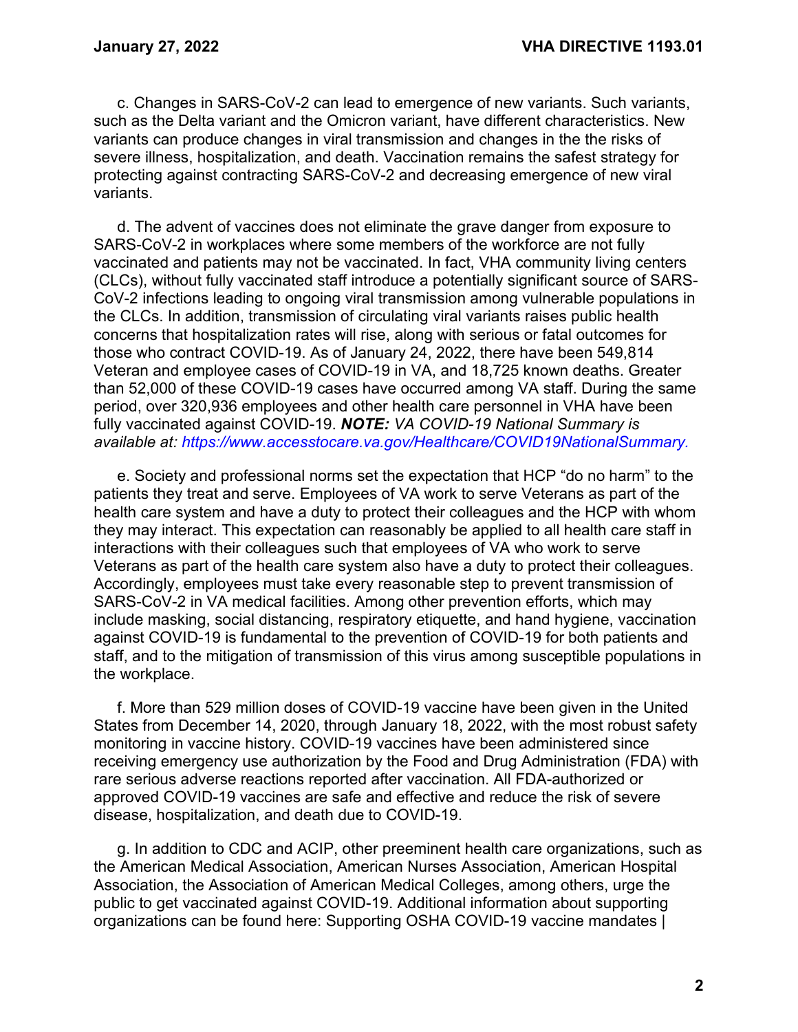c. Changes in SARS-CoV-2 can lead to emergence of new variants. Such variants, such as the Delta variant and the Omicron variant, have different characteristics. New variants can produce changes in viral transmission and changes in the the risks of severe illness, hospitalization, and death. Vaccination remains the safest strategy for protecting against contracting SARS-CoV-2 and decreasing emergence of new viral variants.

d. The advent of vaccines does not eliminate the grave danger from exposure to SARS-CoV-2 in workplaces where some members of the workforce are not fully vaccinated and patients may not be vaccinated. In fact, VHA community living centers (CLCs), without fully vaccinated staff introduce a potentially significant source of SARS-CoV-2 infections leading to ongoing viral transmission among vulnerable populations in the CLCs. In addition, transmission of circulating viral variants raises public health concerns that hospitalization rates will rise, along with serious or fatal outcomes for those who contract COVID-19. As of January 24, 2022, there have been 549,814 Veteran and employee cases of COVID-19 in VA, and 18,725 known deaths. Greater than 52,000 of these COVID-19 cases have occurred among VA staff. During the same period, over 320,936 employees and other health care personnel in VHA have been fully vaccinated against COVID-19. ***NOTE:*** *VA COVID-19 National Summary is available at: https://www.accesstocare.va.gov/Healthcare/COVID19NationalSummary.*

e. Society and professional norms set the expectation that HCP "do no harm" to the patients they treat and serve. Employees of VA work to serve Veterans as part of the health care system and have a duty to protect their colleagues and the HCP with whom they may interact. This expectation can reasonably be applied to all health care staff in interactions with their colleagues such that employees of VA who work to serve Veterans as part of the health care system also have a duty to protect their colleagues. Accordingly, employees must take every reasonable step to prevent transmission of SARS-CoV-2 in VA medical facilities. Among other prevention efforts, which may include masking, social distancing, respiratory etiquette, and hand hygiene, vaccination against COVID-19 is fundamental to the prevention of COVID-19 for both patients and staff, and to the mitigation of transmission of this virus among susceptible populations in the workplace.

f. More than 529 million doses of COVID-19 vaccine have been given in the United States from December 14, 2020, through January 18, 2022, with the most robust safety monitoring in vaccine history. COVID-19 vaccines have been administered since receiving emergency use authorization by the Food and Drug Administration (FDA) with rare serious adverse reactions reported after vaccination. All FDA-authorized or approved COVID-19 vaccines are safe and effective and reduce the risk of severe disease, hospitalization, and death due to COVID-19.

g. In addition to CDC and ACIP, other preeminent health care organizations, such as the American Medical Association, American Nurses Association, American Hospital Association, the Association of American Medical Colleges, among others, urge the public to get vaccinated against COVID-19. Additional information about supporting organizations can be found here: Supporting OSHA COVID-19 vaccine mandates |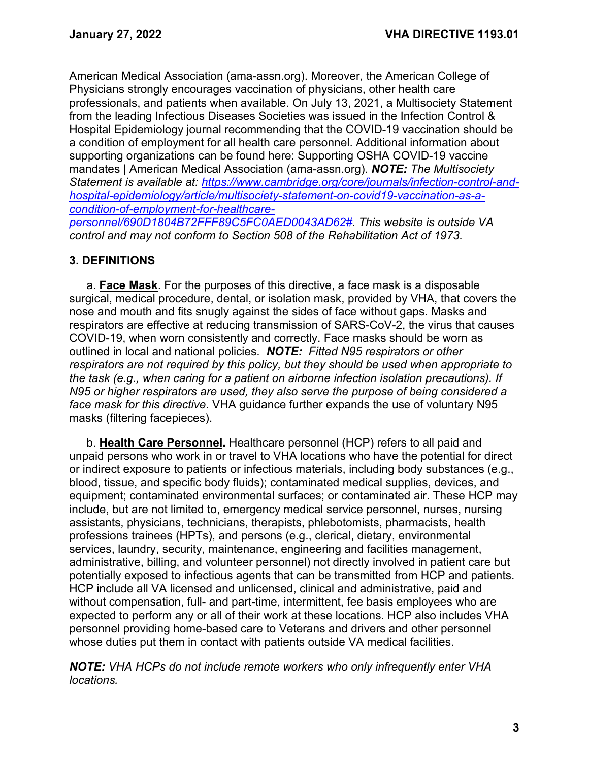American Medical Association (ama-assn.org). Moreover, the American College of Physicians strongly encourages vaccination of physicians, other health care professionals, and patients when available. On July 13, 2021, a Multisociety Statement from the leading Infectious Diseases Societies was issued in the Infection Control & Hospital Epidemiology journal recommending that the COVID-19 vaccination should be a condition of employment for all health care personnel. Additional information about supporting organizations can be found here: Supporting OSHA COVID-19 vaccine mandates | American Medical Association (ama-assn.org). ***NOTE:*** *The Multisociety Statement is available at: [https://www.cambridge.org/core/journals/infection-control-and-hospital-epidemiology/article/multisociety-statement-on-covid19-vaccination-as-a-condition-of-employment-for-healthcare-personnel/690D1804B72FFF89C5FC0AED0043AD62#](https://www.cambridge.org/core/journals/infection-control-and-hospital-epidemiology/article/multisociety-statement-on-covid19-vaccination-as-a-condition-of-employment-for-healthcare-personnel/690D1804B72FFF89C5FC0AED0043AD62#). This website is outside VA control and may not conform to Section 508 of the Rehabilitation Act of 1973.*

## 3. DEFINITIONS

a. **Face Mask**. For the purposes of this directive, a face mask is a disposable surgical, medical procedure, dental, or isolation mask, provided by VHA, that covers the nose and mouth and fits snugly against the sides of face without gaps. Masks and respirators are effective at reducing transmission of SARS-CoV-2, the virus that causes COVID-19, when worn consistently and correctly. Face masks should be worn as outlined in local and national policies. ***NOTE:*** *Fitted N95 respirators or other respirators are not required by this policy, but they should be used when appropriate to the task (e.g., when caring for a patient on airborne infection isolation precautions). If N95 or higher respirators are used, they also serve the purpose of being considered a face mask for this directive*. VHA guidance further expands the use of voluntary N95 masks (filtering facepieces).

b. **Health Care Personnel.** Healthcare personnel (HCP) refers to all paid and unpaid persons who work in or travel to VHA locations who have the potential for direct or indirect exposure to patients or infectious materials, including body substances (e.g., blood, tissue, and specific body fluids); contaminated medical supplies, devices, and equipment; contaminated environmental surfaces; or contaminated air. These HCP may include, but are not limited to, emergency medical service personnel, nurses, nursing assistants, physicians, technicians, therapists, phlebotomists, pharmacists, health professions trainees (HPTs), and persons (e.g., clerical, dietary, environmental services, laundry, security, maintenance, engineering and facilities management, administrative, billing, and volunteer personnel) not directly involved in patient care but potentially exposed to infectious agents that can be transmitted from HCP and patients. HCP include all VA licensed and unlicensed, clinical and administrative, paid and without compensation, full- and part-time, intermittent, fee basis employees who are expected to perform any or all of their work at these locations. HCP also includes VHA personnel providing home-based care to Veterans and drivers and other personnel whose duties put them in contact with patients outside VA medical facilities.

***NOTE:*** *VHA HCPs do not include remote workers who only infrequently enter VHA locations.*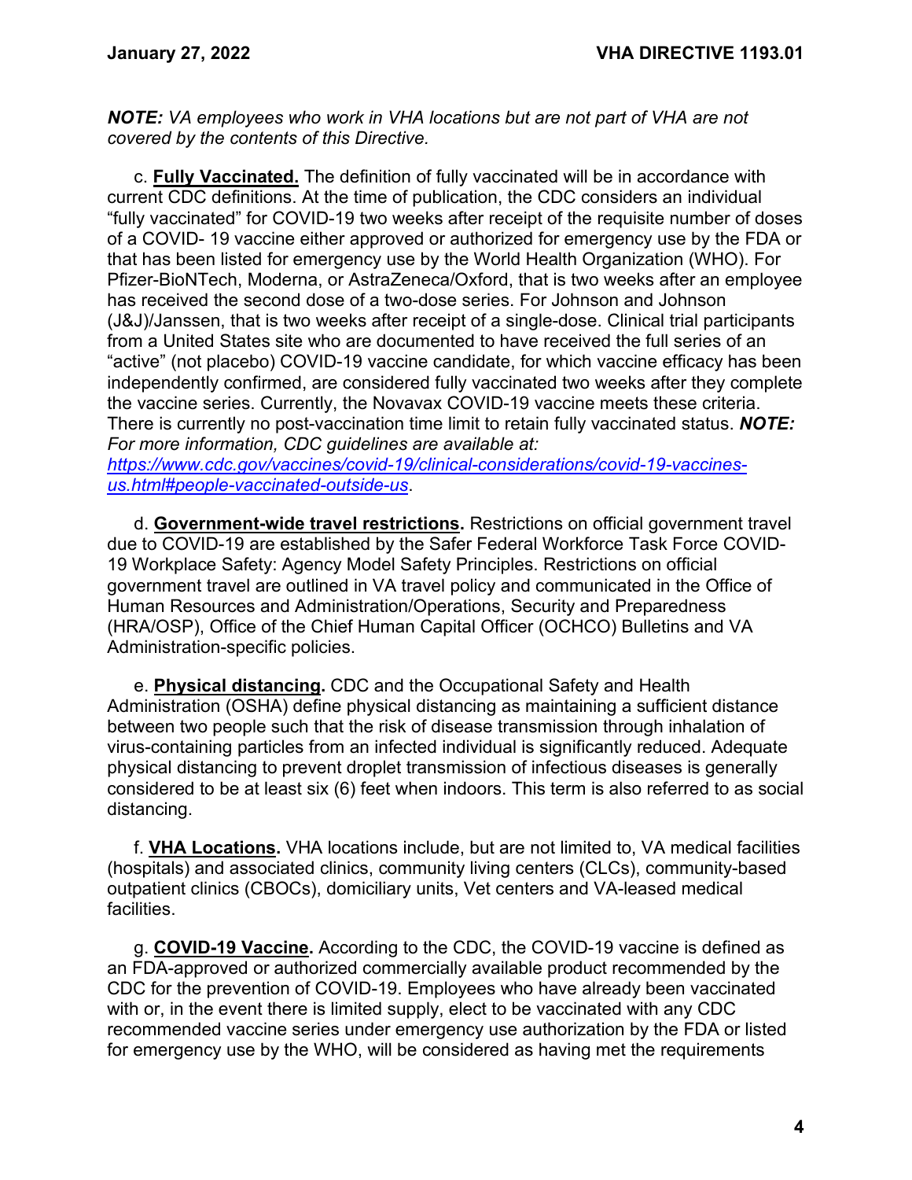***NOTE:*** *VA employees who work in VHA locations but are not part of VHA are not covered by the contents of this Directive.*

c. **Fully Vaccinated.** The definition of fully vaccinated will be in accordance with current CDC definitions. At the time of publication, the CDC considers an individual "fully vaccinated" for COVID-19 two weeks after receipt of the requisite number of doses of a COVID- 19 vaccine either approved or authorized for emergency use by the FDA or that has been listed for emergency use by the World Health Organization (WHO). For Pfizer-BioNTech, Moderna, or AstraZeneca/Oxford, that is two weeks after an employee has received the second dose of a two-dose series. For Johnson and Johnson (J&J)/Janssen, that is two weeks after receipt of a single-dose. Clinical trial participants from a United States site who are documented to have received the full series of an "active" (not placebo) COVID-19 vaccine candidate, for which vaccine efficacy has been independently confirmed, are considered fully vaccinated two weeks after they complete the vaccine series. Currently, the Novavax COVID-19 vaccine meets these criteria. There is currently no post-vaccination time limit to retain fully vaccinated status. ***NOTE:*** *For more information, CDC guidelines are available at: [https://www.cdc.gov/vaccines/covid-19/clinical-considerations/covid-19-vaccines-us.html#people-vaccinated-outside-us](https://www.cdc.gov/vaccines/covid-19/clinical-considerations/covid-19-vaccines-us.html#people-vaccinated-outside-us).*

d. **Government-wide travel restrictions.** Restrictions on official government travel due to COVID-19 are established by the Safer Federal Workforce Task Force COVID-19 Workplace Safety: Agency Model Safety Principles. Restrictions on official government travel are outlined in VA travel policy and communicated in the Office of Human Resources and Administration/Operations, Security and Preparedness (HRA/OSP), Office of the Chief Human Capital Officer (OCHCO) Bulletins and VA Administration-specific policies.

e. **Physical distancing.** CDC and the Occupational Safety and Health Administration (OSHA) define physical distancing as maintaining a sufficient distance between two people such that the risk of disease transmission through inhalation of virus-containing particles from an infected individual is significantly reduced. Adequate physical distancing to prevent droplet transmission of infectious diseases is generally considered to be at least six (6) feet when indoors. This term is also referred to as social distancing.

f. **VHA Locations.** VHA locations include, but are not limited to, VA medical facilities (hospitals) and associated clinics, community living centers (CLCs), community-based outpatient clinics (CBOCs), domiciliary units, Vet centers and VA-leased medical facilities.

g. **COVID-19 Vaccine.** According to the CDC, the COVID-19 vaccine is defined as an FDA-approved or authorized commercially available product recommended by the CDC for the prevention of COVID-19. Employees who have already been vaccinated with or, in the event there is limited supply, elect to be vaccinated with any CDC recommended vaccine series under emergency use authorization by the FDA or listed for emergency use by the WHO, will be considered as having met the requirements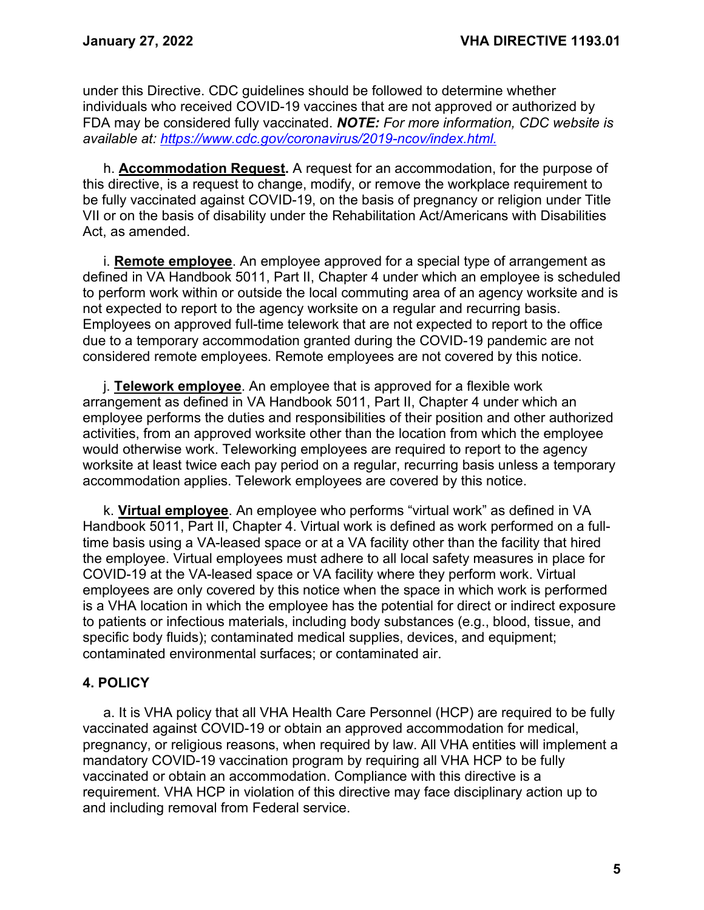under this Directive. CDC guidelines should be followed to determine whether individuals who received COVID-19 vaccines that are not approved or authorized by FDA may be considered fully vaccinated. ***NOTE:*** *For more information, CDC website is available at: [https://www.cdc.gov/coronavirus/2019-ncov/index.html.](https://www.cdc.gov/coronavirus/2019-ncov/index.html)*

h. **Accommodation Request.** A request for an accommodation, for the purpose of this directive, is a request to change, modify, or remove the workplace requirement to be fully vaccinated against COVID-19, on the basis of pregnancy or religion under Title VII or on the basis of disability under the Rehabilitation Act/Americans with Disabilities Act, as amended.

i. **Remote employee**. An employee approved for a special type of arrangement as defined in VA Handbook 5011, Part II, Chapter 4 under which an employee is scheduled to perform work within or outside the local commuting area of an agency worksite and is not expected to report to the agency worksite on a regular and recurring basis. Employees on approved full-time telework that are not expected to report to the office due to a temporary accommodation granted during the COVID-19 pandemic are not considered remote employees. Remote employees are not covered by this notice.

j. **Telework employee**. An employee that is approved for a flexible work arrangement as defined in VA Handbook 5011, Part II, Chapter 4 under which an employee performs the duties and responsibilities of their position and other authorized activities, from an approved worksite other than the location from which the employee would otherwise work. Teleworking employees are required to report to the agency worksite at least twice each pay period on a regular, recurring basis unless a temporary accommodation applies. Telework employees are covered by this notice.

k. **Virtual employee**. An employee who performs "virtual work" as defined in VA Handbook 5011, Part II, Chapter 4. Virtual work is defined as work performed on a full-time basis using a VA-leased space or at a VA facility other than the facility that hired the employee. Virtual employees must adhere to all local safety measures in place for COVID-19 at the VA-leased space or VA facility where they perform work. Virtual employees are only covered by this notice when the space in which work is performed is a VHA location in which the employee has the potential for direct or indirect exposure to patients or infectious materials, including body substances (e.g., blood, tissue, and specific body fluids); contaminated medical supplies, devices, and equipment; contaminated environmental surfaces; or contaminated air.

## 4. POLICY

a. It is VHA policy that all VHA Health Care Personnel (HCP) are required to be fully vaccinated against COVID-19 or obtain an approved accommodation for medical, pregnancy, or religious reasons, when required by law. All VHA entities will implement a mandatory COVID-19 vaccination program by requiring all VHA HCP to be fully vaccinated or obtain an accommodation. Compliance with this directive is a requirement. VHA HCP in violation of this directive may face disciplinary action up to and including removal from Federal service.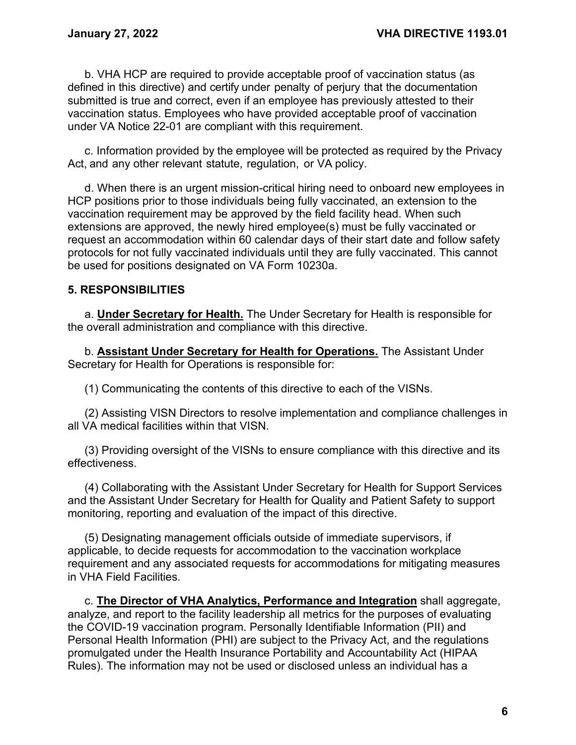b. VHA HCP are required to provide acceptable proof of vaccination status (as defined in this directive) and certify under penalty of perjury that the documentation submitted is true and correct, even if an employee has previously attested to their vaccination status. Employees who have provided acceptable proof of vaccination under VA Notice 22-01 are compliant with this requirement.

c. Information provided by the employee will be protected as required by the Privacy Act, and any other relevant statute, regulation, or VA policy.

d. When there is an urgent mission-critical hiring need to onboard new employees in HCP positions prior to those individuals being fully vaccinated, an extension to the vaccination requirement may be approved by the field facility head. When such extensions are approved, the newly hired employee(s) must be fully vaccinated or request an accommodation within 60 calendar days of their start date and follow safety protocols for not fully vaccinated individuals until they are fully vaccinated. This cannot be used for positions designated on VA Form 10230a.

## 5. RESPONSIBILITIES

a. **Under Secretary for Health.** The Under Secretary for Health is responsible for the overall administration and compliance with this directive.

b. **Assistant Under Secretary for Health for Operations.** The Assistant Under Secretary for Health for Operations is responsible for:

(1) Communicating the contents of this directive to each of the VISNs.

(2) Assisting VISN Directors to resolve implementation and compliance challenges in all VA medical facilities within that VISN.

(3) Providing oversight of the VISNs to ensure compliance with this directive and its effectiveness.

(4) Collaborating with the Assistant Under Secretary for Health for Support Services and the Assistant Under Secretary for Health for Quality and Patient Safety to support monitoring, reporting and evaluation of the impact of this directive.

(5) Designating management officials outside of immediate supervisors, if applicable, to decide requests for accommodation to the vaccination workplace requirement and any associated requests for accommodations for mitigating measures in VHA Field Facilities.

c. **The Director of VHA Analytics, Performance and Integration** shall aggregate, analyze, and report to the facility leadership all metrics for the purposes of evaluating the COVID-19 vaccination program. Personally Identifiable Information (PII) and Personal Health Information (PHI) are subject to the Privacy Act, and the regulations promulgated under the Health Insurance Portability and Accountability Act (HIPAA Rules). The information may not be used or disclosed unless an individual has a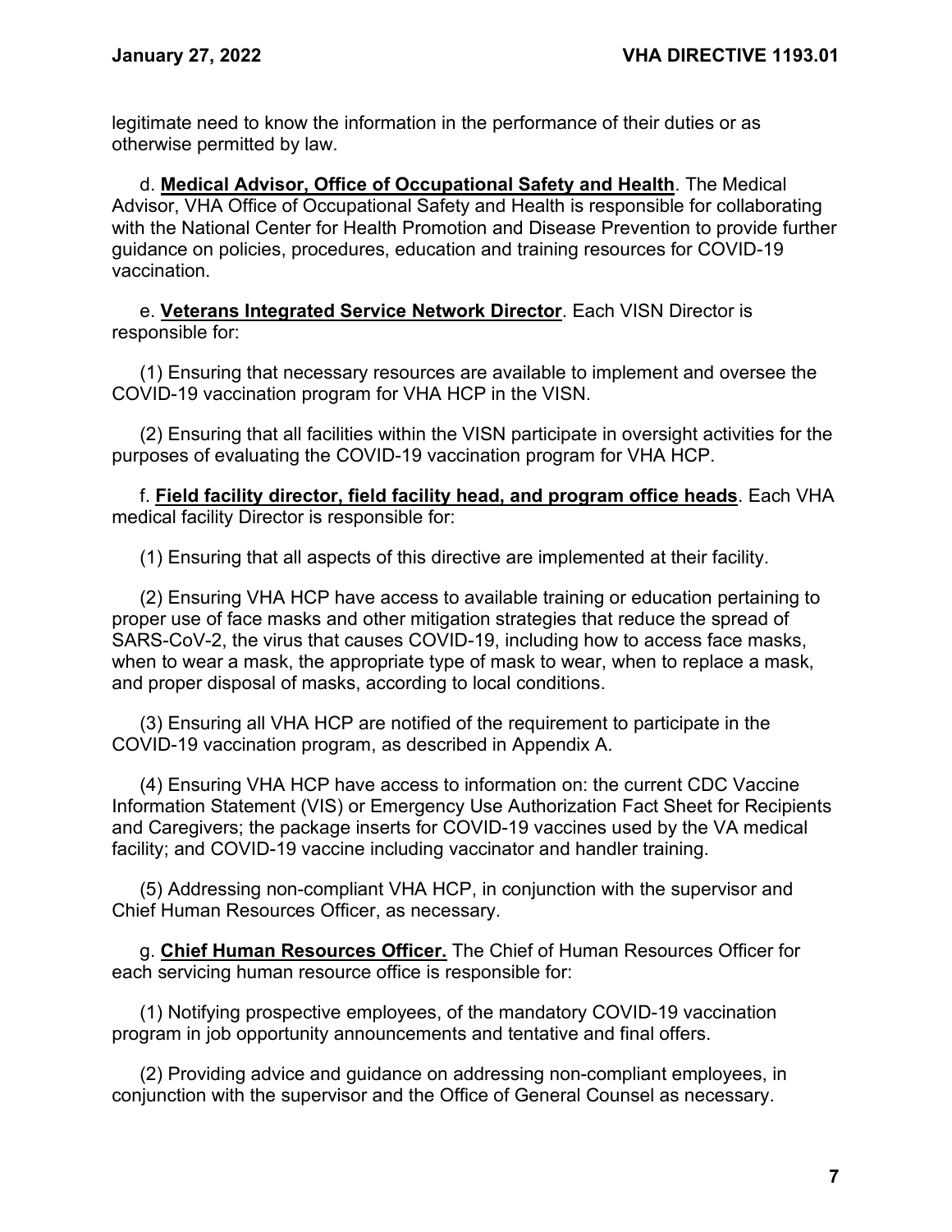legitimate need to know the information in the performance of their duties or as otherwise permitted by law.

d. **Medical Advisor, Office of Occupational Safety and Health**. The Medical Advisor, VHA Office of Occupational Safety and Health is responsible for collaborating with the National Center for Health Promotion and Disease Prevention to provide further guidance on policies, procedures, education and training resources for COVID-19 vaccination.

e. **Veterans Integrated Service Network Director**. Each VISN Director is responsible for:

(1) Ensuring that necessary resources are available to implement and oversee the COVID-19 vaccination program for VHA HCP in the VISN.

(2) Ensuring that all facilities within the VISN participate in oversight activities for the purposes of evaluating the COVID-19 vaccination program for VHA HCP.

f. **Field facility director, field facility head, and program office heads**. Each VHA medical facility Director is responsible for:

(1) Ensuring that all aspects of this directive are implemented at their facility.

(2) Ensuring VHA HCP have access to available training or education pertaining to proper use of face masks and other mitigation strategies that reduce the spread of SARS-CoV-2, the virus that causes COVID-19, including how to access face masks, when to wear a mask, the appropriate type of mask to wear, when to replace a mask, and proper disposal of masks, according to local conditions.

(3) Ensuring all VHA HCP are notified of the requirement to participate in the COVID-19 vaccination program, as described in Appendix A.

(4) Ensuring VHA HCP have access to information on: the current CDC Vaccine Information Statement (VIS) or Emergency Use Authorization Fact Sheet for Recipients and Caregivers; the package inserts for COVID-19 vaccines used by the VA medical facility; and COVID-19 vaccine including vaccinator and handler training.

(5) Addressing non-compliant VHA HCP, in conjunction with the supervisor and Chief Human Resources Officer, as necessary.

g. **Chief Human Resources Officer.** The Chief of Human Resources Officer for each servicing human resource office is responsible for:

(1) Notifying prospective employees, of the mandatory COVID-19 vaccination program in job opportunity announcements and tentative and final offers.

(2) Providing advice and guidance on addressing non-compliant employees, in conjunction with the supervisor and the Office of General Counsel as necessary.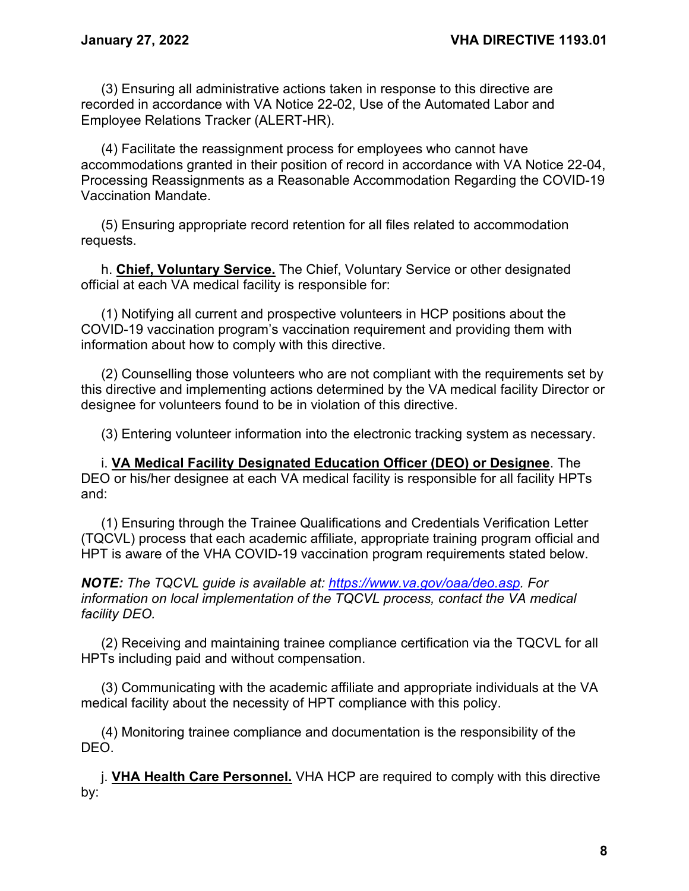(3) Ensuring all administrative actions taken in response to this directive are recorded in accordance with VA Notice 22-02, Use of the Automated Labor and Employee Relations Tracker (ALERT-HR).

(4) Facilitate the reassignment process for employees who cannot have accommodations granted in their position of record in accordance with VA Notice 22-04, Processing Reassignments as a Reasonable Accommodation Regarding the COVID-19 Vaccination Mandate.

(5) Ensuring appropriate record retention for all files related to accommodation requests.

h. **Chief, Voluntary Service.** The Chief, Voluntary Service or other designated official at each VA medical facility is responsible for:

(1) Notifying all current and prospective volunteers in HCP positions about the COVID-19 vaccination program's vaccination requirement and providing them with information about how to comply with this directive.

(2) Counselling those volunteers who are not compliant with the requirements set by this directive and implementing actions determined by the VA medical facility Director or designee for volunteers found to be in violation of this directive.

(3) Entering volunteer information into the electronic tracking system as necessary.

i. **VA Medical Facility Designated Education Officer (DEO) or Designee**. The DEO or his/her designee at each VA medical facility is responsible for all facility HPTs and:

(1) Ensuring through the Trainee Qualifications and Credentials Verification Letter (TQCVL) process that each academic affiliate, appropriate training program official and HPT is aware of the VHA COVID-19 vaccination program requirements stated below.

***NOTE:*** *The TQCVL guide is available at: https://www.va.gov/oaa/deo.asp. For information on local implementation of the TQCVL process, contact the VA medical facility DEO.*

(2) Receiving and maintaining trainee compliance certification via the TQCVL for all HPTs including paid and without compensation.

(3) Communicating with the academic affiliate and appropriate individuals at the VA medical facility about the necessity of HPT compliance with this policy.

(4) Monitoring trainee compliance and documentation is the responsibility of the DEO.

j. **VHA Health Care Personnel.** VHA HCP are required to comply with this directive by: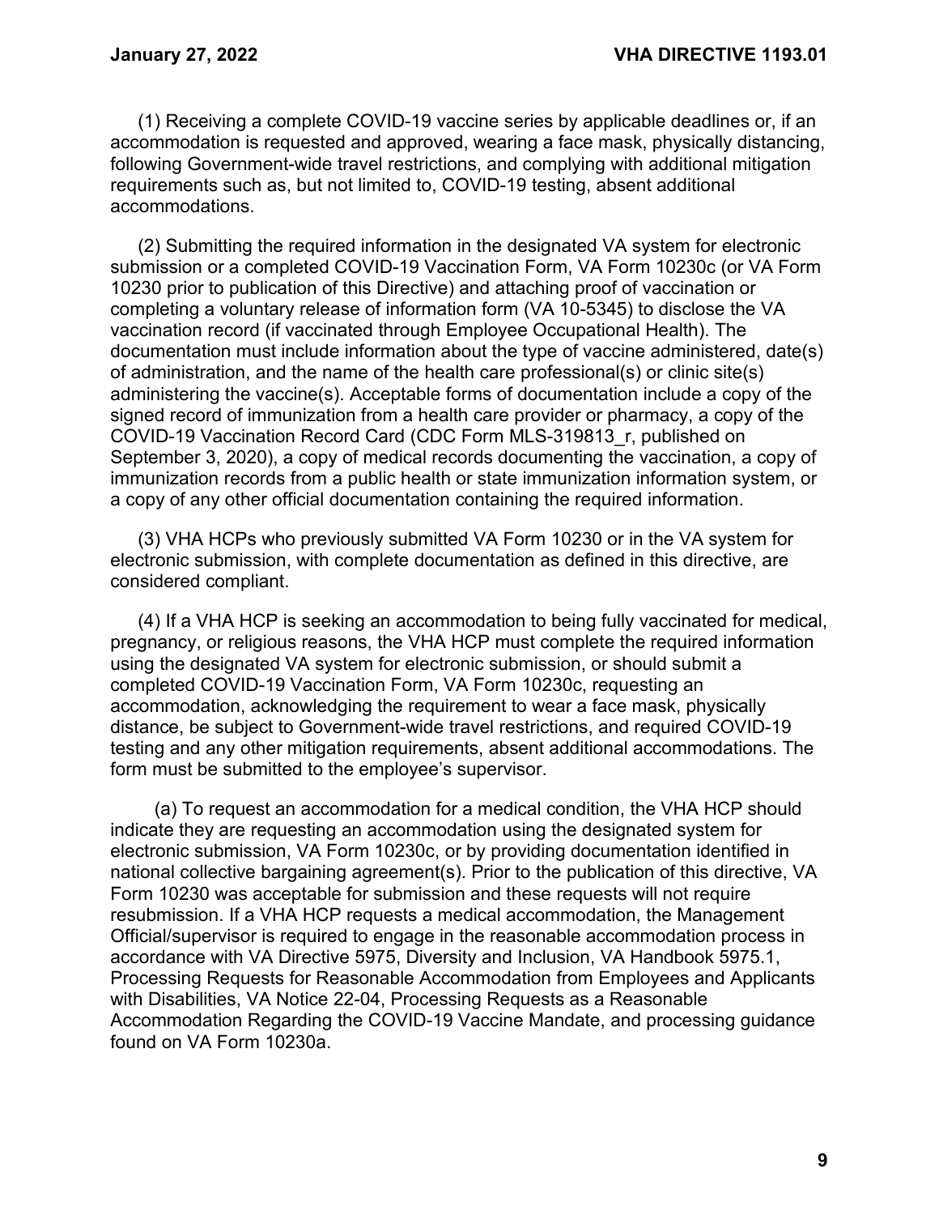(1) Receiving a complete COVID-19 vaccine series by applicable deadlines or, if an accommodation is requested and approved, wearing a face mask, physically distancing, following Government-wide travel restrictions, and complying with additional mitigation requirements such as, but not limited to, COVID-19 testing, absent additional accommodations.

(2) Submitting the required information in the designated VA system for electronic submission or a completed COVID-19 Vaccination Form, VA Form 10230c (or VA Form 10230 prior to publication of this Directive) and attaching proof of vaccination or completing a voluntary release of information form (VA 10-5345) to disclose the VA vaccination record (if vaccinated through Employee Occupational Health). The documentation must include information about the type of vaccine administered, date(s) of administration, and the name of the health care professional(s) or clinic site(s) administering the vaccine(s). Acceptable forms of documentation include a copy of the signed record of immunization from a health care provider or pharmacy, a copy of the COVID-19 Vaccination Record Card (CDC Form MLS-319813_r, published on September 3, 2020), a copy of medical records documenting the vaccination, a copy of immunization records from a public health or state immunization information system, or a copy of any other official documentation containing the required information.

(3) VHA HCPs who previously submitted VA Form 10230 or in the VA system for electronic submission, with complete documentation as defined in this directive, are considered compliant.

(4) If a VHA HCP is seeking an accommodation to being fully vaccinated for medical, pregnancy, or religious reasons, the VHA HCP must complete the required information using the designated VA system for electronic submission, or should submit a completed COVID-19 Vaccination Form, VA Form 10230c, requesting an accommodation, acknowledging the requirement to wear a face mask, physically distance, be subject to Government-wide travel restrictions, and required COVID-19 testing and any other mitigation requirements, absent additional accommodations. The form must be submitted to the employee's supervisor.

(a) To request an accommodation for a medical condition, the VHA HCP should indicate they are requesting an accommodation using the designated system for electronic submission, VA Form 10230c, or by providing documentation identified in national collective bargaining agreement(s). Prior to the publication of this directive, VA Form 10230 was acceptable for submission and these requests will not require resubmission. If a VHA HCP requests a medical accommodation, the Management Official/supervisor is required to engage in the reasonable accommodation process in accordance with VA Directive 5975, Diversity and Inclusion, VA Handbook 5975.1, Processing Requests for Reasonable Accommodation from Employees and Applicants with Disabilities, VA Notice 22-04, Processing Requests as a Reasonable Accommodation Regarding the COVID-19 Vaccine Mandate, and processing guidance found on VA Form 10230a.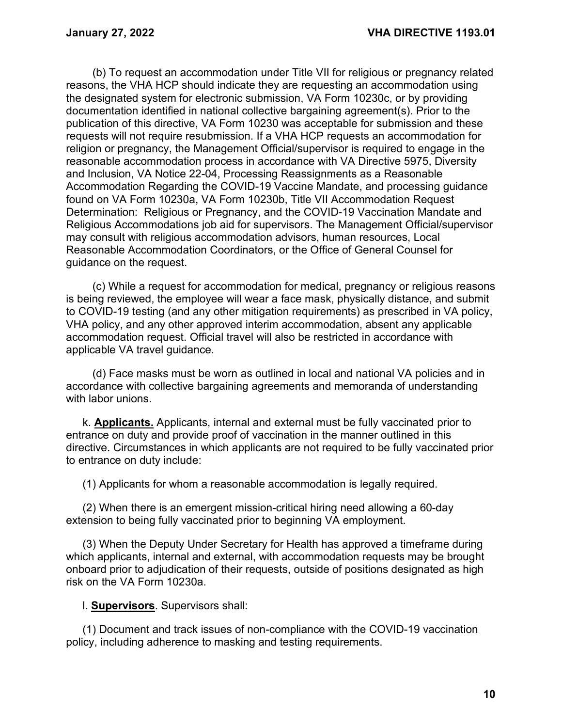(b) To request an accommodation under Title VII for religious or pregnancy related reasons, the VHA HCP should indicate they are requesting an accommodation using the designated system for electronic submission, VA Form 10230c, or by providing documentation identified in national collective bargaining agreement(s). Prior to the publication of this directive, VA Form 10230 was acceptable for submission and these requests will not require resubmission. If a VHA HCP requests an accommodation for religion or pregnancy, the Management Official/supervisor is required to engage in the reasonable accommodation process in accordance with VA Directive 5975, Diversity and Inclusion, VA Notice 22-04, Processing Reassignments as a Reasonable Accommodation Regarding the COVID-19 Vaccine Mandate, and processing guidance found on VA Form 10230a, VA Form 10230b, Title VII Accommodation Request Determination: Religious or Pregnancy, and the COVID-19 Vaccination Mandate and Religious Accommodations job aid for supervisors. The Management Official/supervisor may consult with religious accommodation advisors, human resources, Local Reasonable Accommodation Coordinators, or the Office of General Counsel for guidance on the request.

(c) While a request for accommodation for medical, pregnancy or religious reasons is being reviewed, the employee will wear a face mask, physically distance, and submit to COVID-19 testing (and any other mitigation requirements) as prescribed in VA policy, VHA policy, and any other approved interim accommodation, absent any applicable accommodation request. Official travel will also be restricted in accordance with applicable VA travel guidance.

(d) Face masks must be worn as outlined in local and national VA policies and in accordance with collective bargaining agreements and memoranda of understanding with labor unions.

k. **Applicants.** Applicants, internal and external must be fully vaccinated prior to entrance on duty and provide proof of vaccination in the manner outlined in this directive. Circumstances in which applicants are not required to be fully vaccinated prior to entrance on duty include:

(1) Applicants for whom a reasonable accommodation is legally required.

(2) When there is an emergent mission-critical hiring need allowing a 60-day extension to being fully vaccinated prior to beginning VA employment.

(3) When the Deputy Under Secretary for Health has approved a timeframe during which applicants, internal and external, with accommodation requests may be brought onboard prior to adjudication of their requests, outside of positions designated as high risk on the VA Form 10230a.

l. **Supervisors**. Supervisors shall:

(1) Document and track issues of non-compliance with the COVID-19 vaccination policy, including adherence to masking and testing requirements.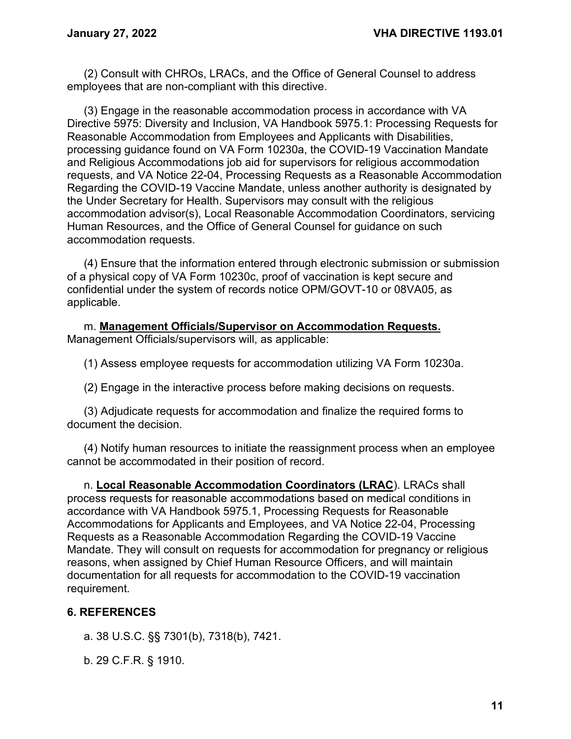(2) Consult with CHROs, LRACs, and the Office of General Counsel to address employees that are non-compliant with this directive.

(3) Engage in the reasonable accommodation process in accordance with VA Directive 5975: Diversity and Inclusion, VA Handbook 5975.1: Processing Requests for Reasonable Accommodation from Employees and Applicants with Disabilities, processing guidance found on VA Form 10230a, the COVID-19 Vaccination Mandate and Religious Accommodations job aid for supervisors for religious accommodation requests, and VA Notice 22-04, Processing Requests as a Reasonable Accommodation Regarding the COVID-19 Vaccine Mandate, unless another authority is designated by the Under Secretary for Health. Supervisors may consult with the religious accommodation advisor(s), Local Reasonable Accommodation Coordinators, servicing Human Resources, and the Office of General Counsel for guidance on such accommodation requests.

(4) Ensure that the information entered through electronic submission or submission of a physical copy of VA Form 10230c, proof of vaccination is kept secure and confidential under the system of records notice OPM/GOVT-10 or 08VA05, as applicable.

m. **Management Officials/Supervisor on Accommodation Requests.** Management Officials/supervisors will, as applicable:

(1) Assess employee requests for accommodation utilizing VA Form 10230a.

(2) Engage in the interactive process before making decisions on requests.

(3) Adjudicate requests for accommodation and finalize the required forms to document the decision.

(4) Notify human resources to initiate the reassignment process when an employee cannot be accommodated in their position of record.

n. **Local Reasonable Accommodation Coordinators (LRAC**). LRACs shall process requests for reasonable accommodations based on medical conditions in accordance with VA Handbook 5975.1, Processing Requests for Reasonable Accommodations for Applicants and Employees, and VA Notice 22-04, Processing Requests as a Reasonable Accommodation Regarding the COVID-19 Vaccine Mandate. They will consult on requests for accommodation for pregnancy or religious reasons, when assigned by Chief Human Resource Officers, and will maintain documentation for all requests for accommodation to the COVID-19 vaccination requirement.

## 6. REFERENCES

a. 38 U.S.C. §§ 7301(b), 7318(b), 7421.

b. 29 C.F.R. § 1910.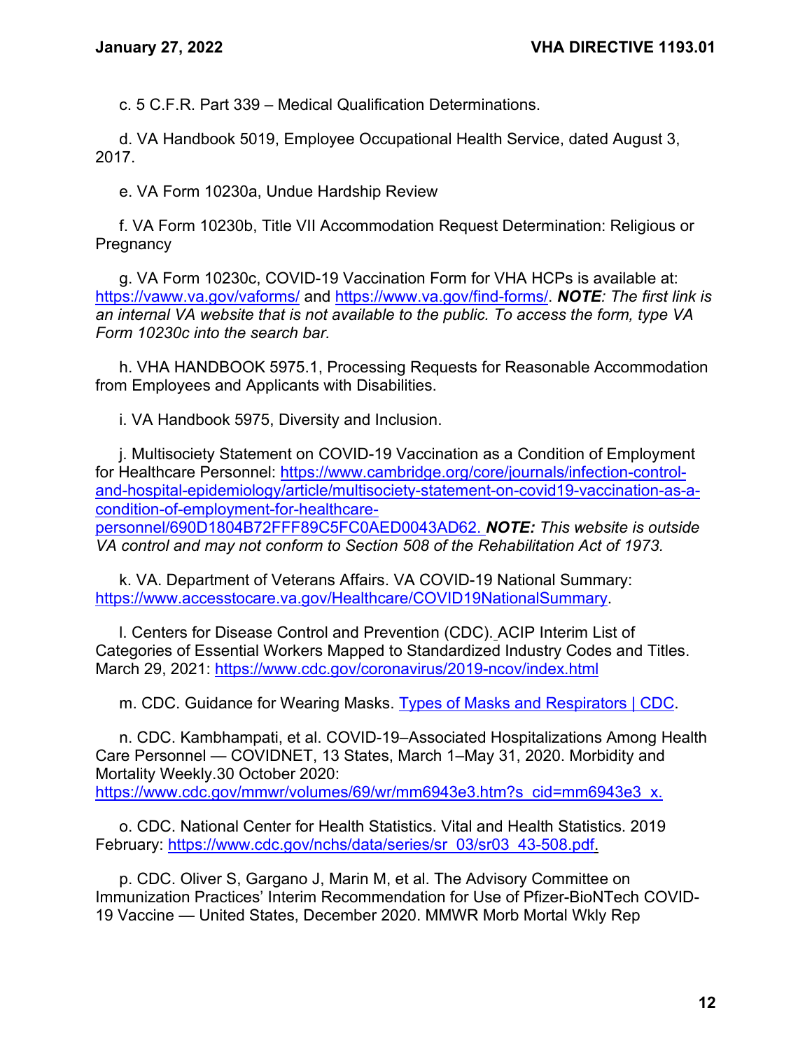c. 5 C.F.R. Part 339 – Medical Qualification Determinations.

d. VA Handbook 5019, Employee Occupational Health Service, dated August 3, 2017.

e. VA Form 10230a, Undue Hardship Review

f. VA Form 10230b, Title VII Accommodation Request Determination: Religious or Pregnancy

g. VA Form 10230c, COVID-19 Vaccination Form for VHA HCPs is available at: https://vaww.va.gov/vaforms/ and https://www.va.gov/find-forms/. ***NOTE****: The first link is an internal VA website that is not available to the public. To access the form, type VA Form 10230c into the search bar.*

h. VHA HANDBOOK 5975.1, Processing Requests for Reasonable Accommodation from Employees and Applicants with Disabilities.

i. VA Handbook 5975, Diversity and Inclusion.

j. Multisociety Statement on COVID-19 Vaccination as a Condition of Employment for Healthcare Personnel: https://www.cambridge.org/core/journals/infection-control-and-hospital-epidemiology/article/multisociety-statement-on-covid19-vaccination-as-a-condition-of-employment-for-healthcare-personnel/690D1804B72FFF89C5FC0AED0043AD62. ***NOTE:*** *This website is outside VA control and may not conform to Section 508 of the Rehabilitation Act of 1973.*

k. VA. Department of Veterans Affairs. VA COVID-19 National Summary: https://www.accesstocare.va.gov/Healthcare/COVID19NationalSummary.

l. Centers for Disease Control and Prevention (CDC). ACIP Interim List of Categories of Essential Workers Mapped to Standardized Industry Codes and Titles. March 29, 2021: https://www.cdc.gov/coronavirus/2019-ncov/index.html

m. CDC. Guidance for Wearing Masks. Types of Masks and Respirators | CDC.

n. CDC. Kambhampati, et al. COVID-19–Associated Hospitalizations Among Health Care Personnel — COVIDNET, 13 States, March 1–May 31, 2020. Morbidity and Mortality Weekly.30 October 2020: https://www.cdc.gov/mmwr/volumes/69/wr/mm6943e3.htm?s_cid=mm6943e3_x.

o. CDC. National Center for Health Statistics. Vital and Health Statistics. 2019 February: https://www.cdc.gov/nchs/data/series/sr_03/sr03_43-508.pdf.

p. CDC. Oliver S, Gargano J, Marin M, et al. The Advisory Committee on Immunization Practices' Interim Recommendation for Use of Pfizer-BioNTech COVID-19 Vaccine — United States, December 2020. MMWR Morb Mortal Wkly Rep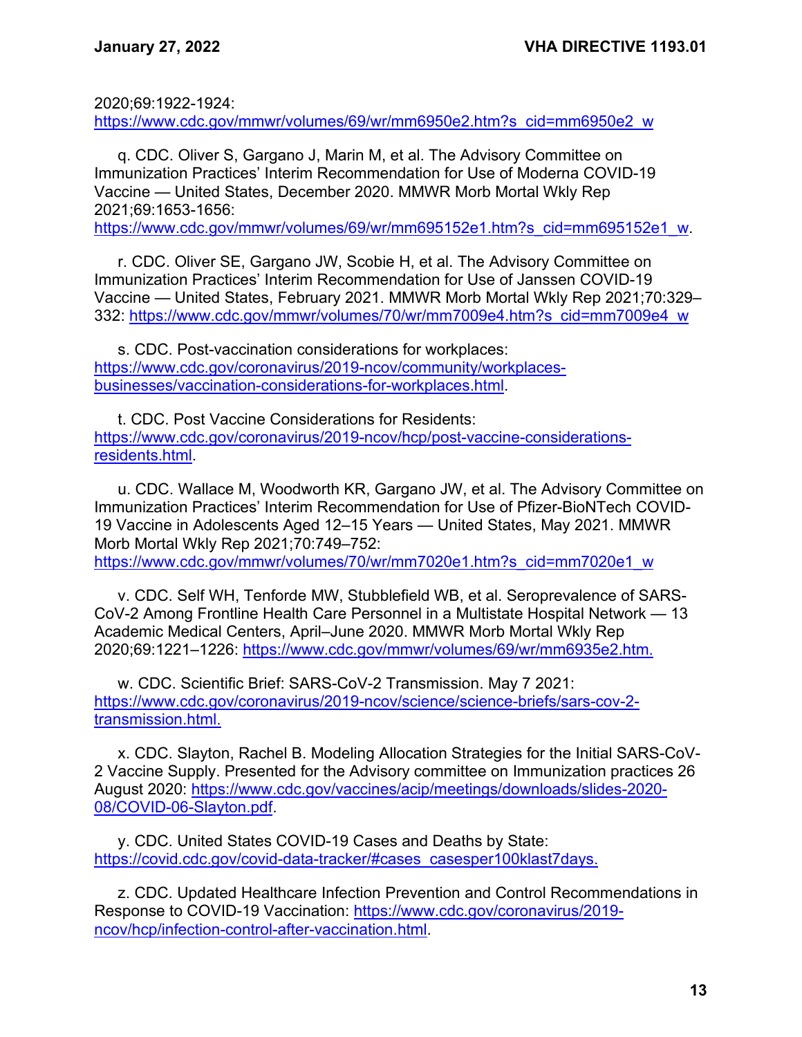2020;69:1922-1924: https://www.cdc.gov/mmwr/volumes/69/wr/mm6950e2.htm?s_cid=mm6950e2_w

q. CDC. Oliver S, Gargano J, Marin M, et al. The Advisory Committee on Immunization Practices' Interim Recommendation for Use of Moderna COVID-19 Vaccine — United States, December 2020. MMWR Morb Mortal Wkly Rep 2021;69:1653-1656: https://www.cdc.gov/mmwr/volumes/69/wr/mm695152e1.htm?s_cid=mm695152e1_w.

r. CDC. Oliver SE, Gargano JW, Scobie H, et al. The Advisory Committee on Immunization Practices' Interim Recommendation for Use of Janssen COVID-19 Vaccine — United States, February 2021. MMWR Morb Mortal Wkly Rep 2021;70:329–332: https://www.cdc.gov/mmwr/volumes/70/wr/mm7009e4.htm?s_cid=mm7009e4_w

s. CDC. Post-vaccination considerations for workplaces: https://www.cdc.gov/coronavirus/2019-ncov/community/workplaces-businesses/vaccination-considerations-for-workplaces.html.

t. CDC. Post Vaccine Considerations for Residents: https://www.cdc.gov/coronavirus/2019-ncov/hcp/post-vaccine-considerations-residents.html.

u. CDC. Wallace M, Woodworth KR, Gargano JW, et al. The Advisory Committee on Immunization Practices' Interim Recommendation for Use of Pfizer-BioNTech COVID-19 Vaccine in Adolescents Aged 12–15 Years — United States, May 2021. MMWR Morb Mortal Wkly Rep 2021;70:749–752: https://www.cdc.gov/mmwr/volumes/70/wr/mm7020e1.htm?s_cid=mm7020e1_w

v. CDC. Self WH, Tenforde MW, Stubblefield WB, et al. Seroprevalence of SARS-CoV-2 Among Frontline Health Care Personnel in a Multistate Hospital Network — 13 Academic Medical Centers, April–June 2020. MMWR Morb Mortal Wkly Rep 2020;69:1221–1226: https://www.cdc.gov/mmwr/volumes/69/wr/mm6935e2.htm.

w. CDC. Scientific Brief: SARS-CoV-2 Transmission. May 7 2021: https://www.cdc.gov/coronavirus/2019-ncov/science/science-briefs/sars-cov-2-transmission.html.

x. CDC. Slayton, Rachel B. Modeling Allocation Strategies for the Initial SARS-CoV-2 Vaccine Supply. Presented for the Advisory committee on Immunization practices 26 August 2020: https://www.cdc.gov/vaccines/acip/meetings/downloads/slides-2020-08/COVID-06-Slayton.pdf.

y. CDC. United States COVID-19 Cases and Deaths by State: https://covid.cdc.gov/covid-data-tracker/#cases_casesper100klast7days.

z. CDC. Updated Healthcare Infection Prevention and Control Recommendations in Response to COVID-19 Vaccination: https://www.cdc.gov/coronavirus/2019-ncov/hcp/infection-control-after-vaccination.html.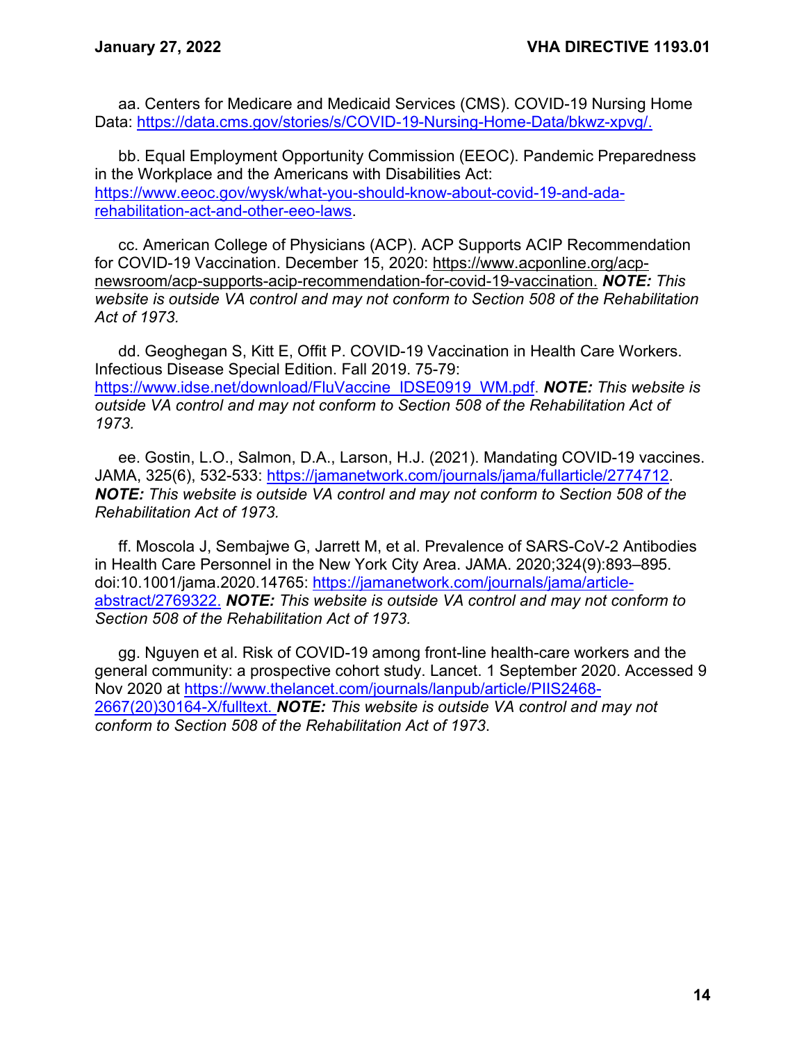aa. Centers for Medicare and Medicaid Services (CMS). COVID-19 Nursing Home Data: https://data.cms.gov/stories/s/COVID-19-Nursing-Home-Data/bkwz-xpvg/.

bb. Equal Employment Opportunity Commission (EEOC). Pandemic Preparedness in the Workplace and the Americans with Disabilities Act: https://www.eeoc.gov/wysk/what-you-should-know-about-covid-19-and-ada-rehabilitation-act-and-other-eeo-laws.

cc. American College of Physicians (ACP). ACP Supports ACIP Recommendation for COVID-19 Vaccination. December 15, 2020: https://www.acponline.org/acp-newsroom/acp-supports-acip-recommendation-for-covid-19-vaccination. ***NOTE:*** *This website is outside VA control and may not conform to Section 508 of the Rehabilitation Act of 1973.*

dd. Geoghegan S, Kitt E, Offit P. COVID-19 Vaccination in Health Care Workers. Infectious Disease Special Edition. Fall 2019. 75-79: https://www.idse.net/download/FluVaccine_IDSE0919_WM.pdf. ***NOTE:*** *This website is outside VA control and may not conform to Section 508 of the Rehabilitation Act of 1973.*

ee. Gostin, L.O., Salmon, D.A., Larson, H.J. (2021). Mandating COVID-19 vaccines. JAMA, 325(6), 532-533: https://jamanetwork.com/journals/jama/fullarticle/2774712. ***NOTE:*** *This website is outside VA control and may not conform to Section 508 of the Rehabilitation Act of 1973.*

ff. Moscola J, Sembajwe G, Jarrett M, et al. Prevalence of SARS-CoV-2 Antibodies in Health Care Personnel in the New York City Area. JAMA. 2020;324(9):893–895. doi:10.1001/jama.2020.14765: https://jamanetwork.com/journals/jama/article-abstract/2769322. ***NOTE:*** *This website is outside VA control and may not conform to Section 508 of the Rehabilitation Act of 1973.*

gg. Nguyen et al. Risk of COVID-19 among front-line health-care workers and the general community: a prospective cohort study. Lancet. 1 September 2020. Accessed 9 Nov 2020 at https://www.thelancet.com/journals/lanpub/article/PIIS2468-2667(20)30164-X/fulltext. ***NOTE:*** *This website is outside VA control and may not conform to Section 508 of the Rehabilitation Act of 1973*.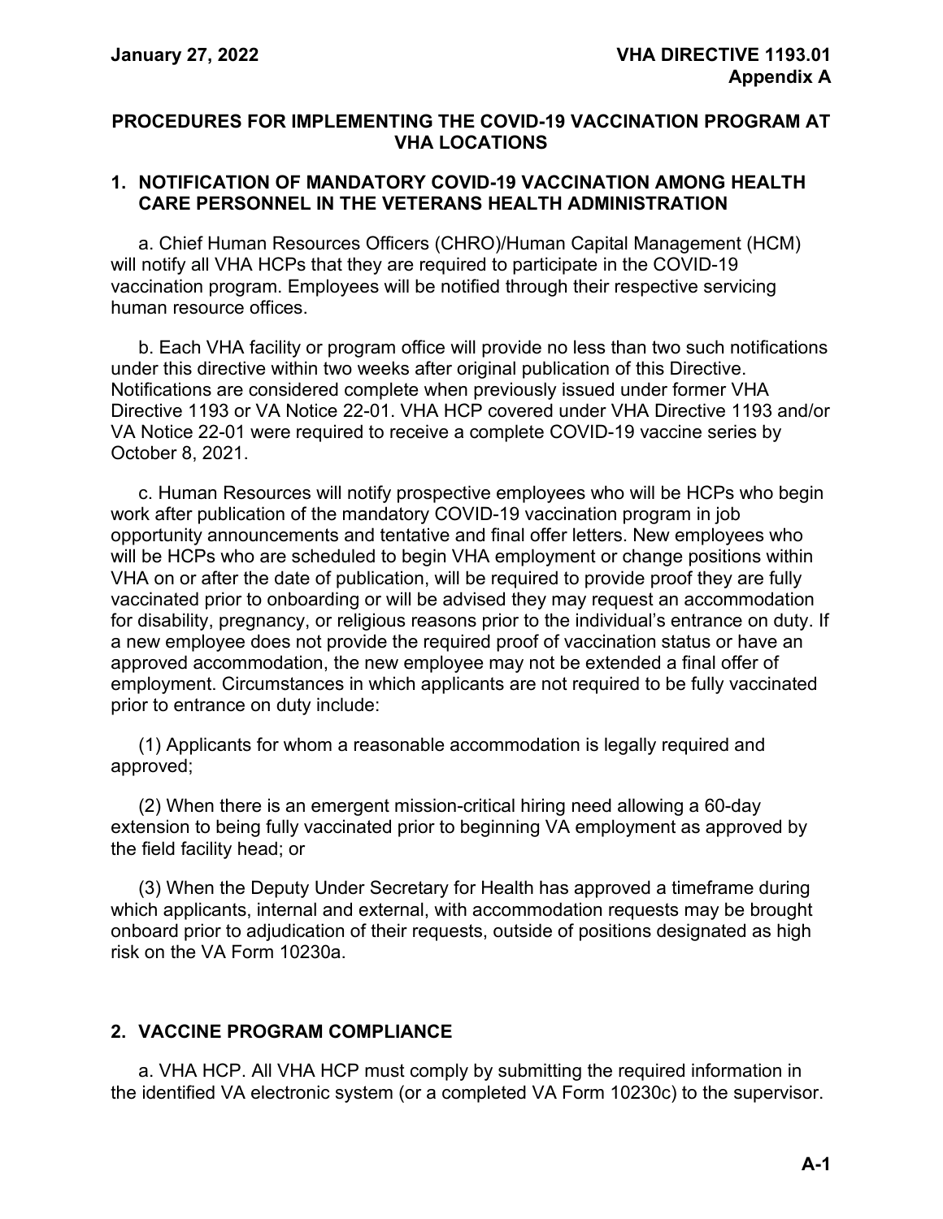# PROCEDURES FOR IMPLEMENTING THE COVID-19 VACCINATION PROGRAM AT VHA LOCATIONS

## 1. NOTIFICATION OF MANDATORY COVID-19 VACCINATION AMONG HEALTH CARE PERSONNEL IN THE VETERANS HEALTH ADMINISTRATION

a. Chief Human Resources Officers (CHRO)/Human Capital Management (HCM) will notify all VHA HCPs that they are required to participate in the COVID-19 vaccination program. Employees will be notified through their respective servicing human resource offices.

b. Each VHA facility or program office will provide no less than two such notifications under this directive within two weeks after original publication of this Directive. Notifications are considered complete when previously issued under former VHA Directive 1193 or VA Notice 22-01. VHA HCP covered under VHA Directive 1193 and/or VA Notice 22-01 were required to receive a complete COVID-19 vaccine series by October 8, 2021.

c. Human Resources will notify prospective employees who will be HCPs who begin work after publication of the mandatory COVID-19 vaccination program in job opportunity announcements and tentative and final offer letters. New employees who will be HCPs who are scheduled to begin VHA employment or change positions within VHA on or after the date of publication, will be required to provide proof they are fully vaccinated prior to onboarding or will be advised they may request an accommodation for disability, pregnancy, or religious reasons prior to the individual's entrance on duty. If a new employee does not provide the required proof of vaccination status or have an approved accommodation, the new employee may not be extended a final offer of employment. Circumstances in which applicants are not required to be fully vaccinated prior to entrance on duty include:

(1) Applicants for whom a reasonable accommodation is legally required and approved;

(2) When there is an emergent mission-critical hiring need allowing a 60-day extension to being fully vaccinated prior to beginning VA employment as approved by the field facility head; or

(3) When the Deputy Under Secretary for Health has approved a timeframe during which applicants, internal and external, with accommodation requests may be brought onboard prior to adjudication of their requests, outside of positions designated as high risk on the VA Form 10230a.

## 2. VACCINE PROGRAM COMPLIANCE

a. VHA HCP. All VHA HCP must comply by submitting the required information in the identified VA electronic system (or a completed VA Form 10230c) to the supervisor.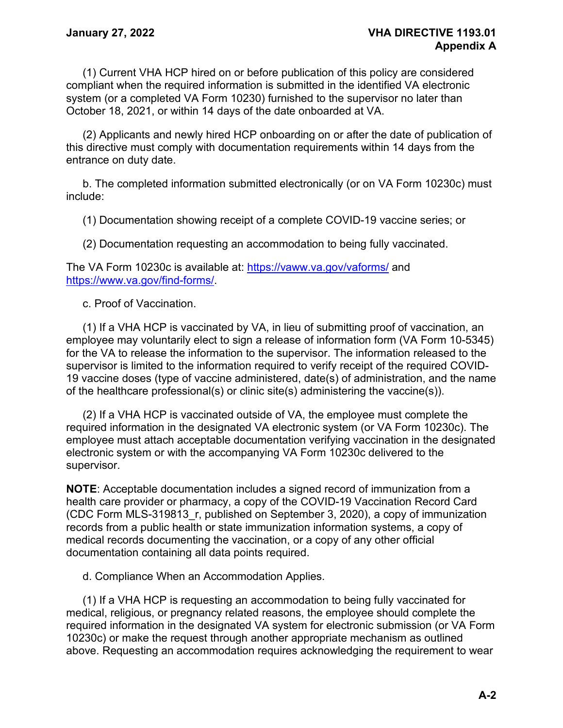(1) Current VHA HCP hired on or before publication of this policy are considered compliant when the required information is submitted in the identified VA electronic system (or a completed VA Form 10230) furnished to the supervisor no later than October 18, 2021, or within 14 days of the date onboarded at VA.

(2) Applicants and newly hired HCP onboarding on or after the date of publication of this directive must comply with documentation requirements within 14 days from the entrance on duty date.

b. The completed information submitted electronically (or on VA Form 10230c) must include:

(1) Documentation showing receipt of a complete COVID-19 vaccine series; or

(2) Documentation requesting an accommodation to being fully vaccinated.

The VA Form 10230c is available at: [https://vaww.va.gov/vaforms/](https://vaww.va.gov/vaforms/) and [https://www.va.gov/find-forms/](https://www.va.gov/find-forms/).

c. Proof of Vaccination.

(1) If a VHA HCP is vaccinated by VA, in lieu of submitting proof of vaccination, an employee may voluntarily elect to sign a release of information form (VA Form 10-5345) for the VA to release the information to the supervisor. The information released to the supervisor is limited to the information required to verify receipt of the required COVID-19 vaccine doses (type of vaccine administered, date(s) of administration, and the name of the healthcare professional(s) or clinic site(s) administering the vaccine(s)).

(2) If a VHA HCP is vaccinated outside of VA, the employee must complete the required information in the designated VA electronic system (or VA Form 10230c). The employee must attach acceptable documentation verifying vaccination in the designated electronic system or with the accompanying VA Form 10230c delivered to the supervisor.

**NOTE**: Acceptable documentation includes a signed record of immunization from a health care provider or pharmacy, a copy of the COVID-19 Vaccination Record Card (CDC Form MLS-319813_r, published on September 3, 2020), a copy of immunization records from a public health or state immunization information systems, a copy of medical records documenting the vaccination, or a copy of any other official documentation containing all data points required.

d. Compliance When an Accommodation Applies.

(1) If a VHA HCP is requesting an accommodation to being fully vaccinated for medical, religious, or pregnancy related reasons, the employee should complete the required information in the designated VA system for electronic submission (or VA Form 10230c) or make the request through another appropriate mechanism as outlined above. Requesting an accommodation requires acknowledging the requirement to wear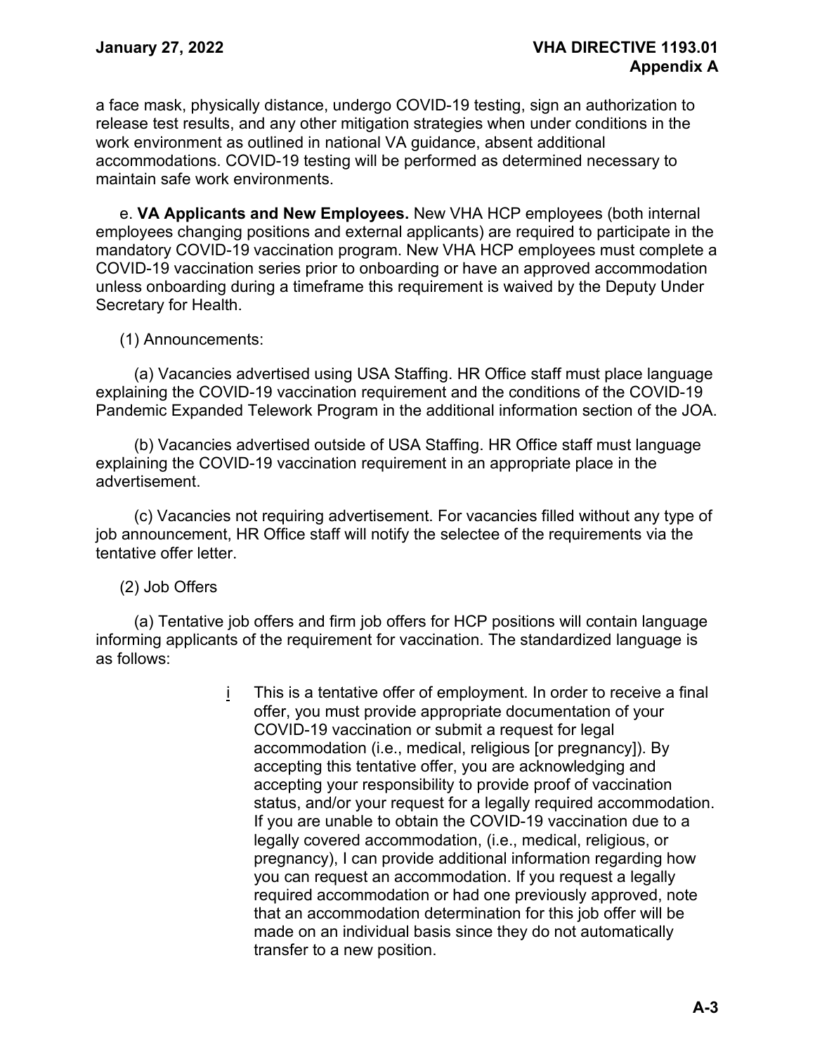a face mask, physically distance, undergo COVID-19 testing, sign an authorization to release test results, and any other mitigation strategies when under conditions in the work environment as outlined in national VA guidance, absent additional accommodations. COVID-19 testing will be performed as determined necessary to maintain safe work environments.

e. **VA Applicants and New Employees.** New VHA HCP employees (both internal employees changing positions and external applicants) are required to participate in the mandatory COVID-19 vaccination program. New VHA HCP employees must complete a COVID-19 vaccination series prior to onboarding or have an approved accommodation unless onboarding during a timeframe this requirement is waived by the Deputy Under Secretary for Health.

(1) Announcements:

(a) Vacancies advertised using USA Staffing. HR Office staff must place language explaining the COVID-19 vaccination requirement and the conditions of the COVID-19 Pandemic Expanded Telework Program in the additional information section of the JOA.

(b) Vacancies advertised outside of USA Staffing. HR Office staff must language explaining the COVID-19 vaccination requirement in an appropriate place in the advertisement.

(c) Vacancies not requiring advertisement. For vacancies filled without any type of job announcement, HR Office staff will notify the selectee of the requirements via the tentative offer letter.

(2) Job Offers

(a) Tentative job offers and firm job offers for HCP positions will contain language informing applicants of the requirement for vaccination. The standardized language is as follows:

i This is a tentative offer of employment. In order to receive a final offer, you must provide appropriate documentation of your COVID-19 vaccination or submit a request for legal accommodation (i.e., medical, religious [or pregnancy]). By accepting this tentative offer, you are acknowledging and accepting your responsibility to provide proof of vaccination status, and/or your request for a legally required accommodation. If you are unable to obtain the COVID-19 vaccination due to a legally covered accommodation, (i.e., medical, religious, or pregnancy), I can provide additional information regarding how you can request an accommodation. If you request a legally required accommodation or had one previously approved, note that an accommodation determination for this job offer will be made on an individual basis since they do not automatically transfer to a new position.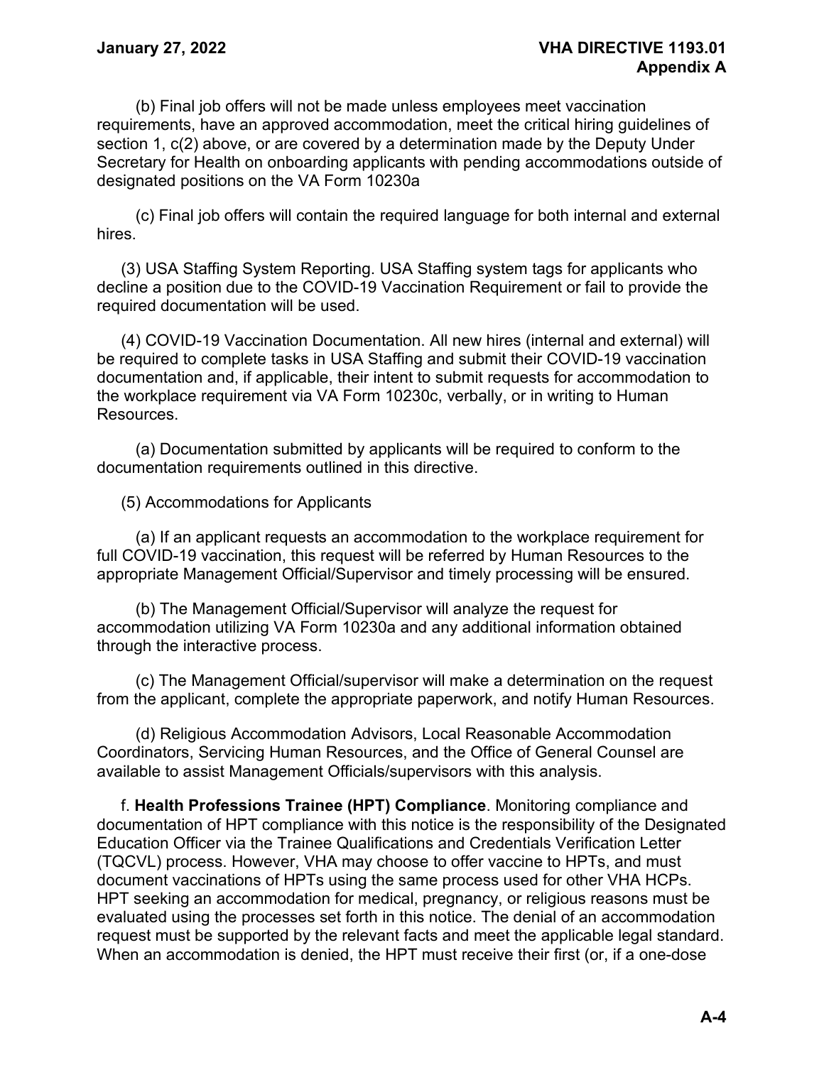(b) Final job offers will not be made unless employees meet vaccination requirements, have an approved accommodation, meet the critical hiring guidelines of section 1, c(2) above, or are covered by a determination made by the Deputy Under Secretary for Health on onboarding applicants with pending accommodations outside of designated positions on the VA Form 10230a

(c) Final job offers will contain the required language for both internal and external hires.

(3) USA Staffing System Reporting. USA Staffing system tags for applicants who decline a position due to the COVID-19 Vaccination Requirement or fail to provide the required documentation will be used.

(4) COVID-19 Vaccination Documentation. All new hires (internal and external) will be required to complete tasks in USA Staffing and submit their COVID-19 vaccination documentation and, if applicable, their intent to submit requests for accommodation to the workplace requirement via VA Form 10230c, verbally, or in writing to Human Resources.

(a) Documentation submitted by applicants will be required to conform to the documentation requirements outlined in this directive.

(5) Accommodations for Applicants

(a) If an applicant requests an accommodation to the workplace requirement for full COVID-19 vaccination, this request will be referred by Human Resources to the appropriate Management Official/Supervisor and timely processing will be ensured.

(b) The Management Official/Supervisor will analyze the request for accommodation utilizing VA Form 10230a and any additional information obtained through the interactive process.

(c) The Management Official/supervisor will make a determination on the request from the applicant, complete the appropriate paperwork, and notify Human Resources.

(d) Religious Accommodation Advisors, Local Reasonable Accommodation Coordinators, Servicing Human Resources, and the Office of General Counsel are available to assist Management Officials/supervisors with this analysis.

f. **Health Professions Trainee (HPT) Compliance**. Monitoring compliance and documentation of HPT compliance with this notice is the responsibility of the Designated Education Officer via the Trainee Qualifications and Credentials Verification Letter (TQCVL) process. However, VHA may choose to offer vaccine to HPTs, and must document vaccinations of HPTs using the same process used for other VHA HCPs. HPT seeking an accommodation for medical, pregnancy, or religious reasons must be evaluated using the processes set forth in this notice. The denial of an accommodation request must be supported by the relevant facts and meet the applicable legal standard. When an accommodation is denied, the HPT must receive their first (or, if a one-dose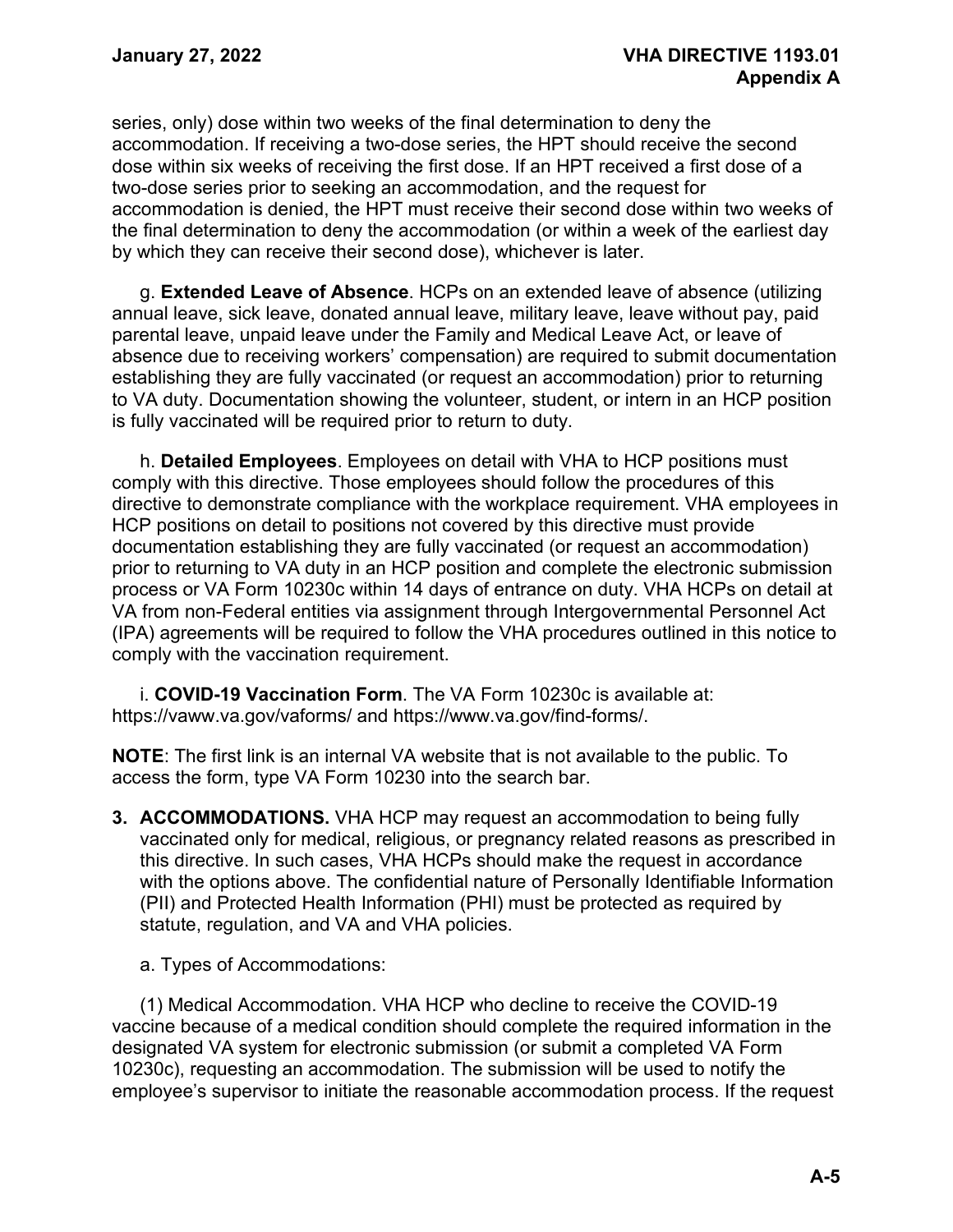series, only) dose within two weeks of the final determination to deny the accommodation. If receiving a two-dose series, the HPT should receive the second dose within six weeks of receiving the first dose. If an HPT received a first dose of a two-dose series prior to seeking an accommodation, and the request for accommodation is denied, the HPT must receive their second dose within two weeks of the final determination to deny the accommodation (or within a week of the earliest day by which they can receive their second dose), whichever is later.

g. **Extended Leave of Absence**. HCPs on an extended leave of absence (utilizing annual leave, sick leave, donated annual leave, military leave, leave without pay, paid parental leave, unpaid leave under the Family and Medical Leave Act, or leave of absence due to receiving workers' compensation) are required to submit documentation establishing they are fully vaccinated (or request an accommodation) prior to returning to VA duty. Documentation showing the volunteer, student, or intern in an HCP position is fully vaccinated will be required prior to return to duty.

h. **Detailed Employees**. Employees on detail with VHA to HCP positions must comply with this directive. Those employees should follow the procedures of this directive to demonstrate compliance with the workplace requirement. VHA employees in HCP positions on detail to positions not covered by this directive must provide documentation establishing they are fully vaccinated (or request an accommodation) prior to returning to VA duty in an HCP position and complete the electronic submission process or VA Form 10230c within 14 days of entrance on duty. VHA HCPs on detail at VA from non-Federal entities via assignment through Intergovernmental Personnel Act (IPA) agreements will be required to follow the VHA procedures outlined in this notice to comply with the vaccination requirement.

i. **COVID-19 Vaccination Form**. The VA Form 10230c is available at: https://vaww.va.gov/vaforms/ and https://www.va.gov/find-forms/.

**NOTE**: The first link is an internal VA website that is not available to the public. To access the form, type VA Form 10230 into the search bar.

**3. ACCOMMODATIONS.** VHA HCP may request an accommodation to being fully vaccinated only for medical, religious, or pregnancy related reasons as prescribed in this directive. In such cases, VHA HCPs should make the request in accordance with the options above. The confidential nature of Personally Identifiable Information (PII) and Protected Health Information (PHI) must be protected as required by statute, regulation, and VA and VHA policies.

a. Types of Accommodations:

(1) Medical Accommodation. VHA HCP who decline to receive the COVID-19 vaccine because of a medical condition should complete the required information in the designated VA system for electronic submission (or submit a completed VA Form 10230c), requesting an accommodation. The submission will be used to notify the employee's supervisor to initiate the reasonable accommodation process. If the request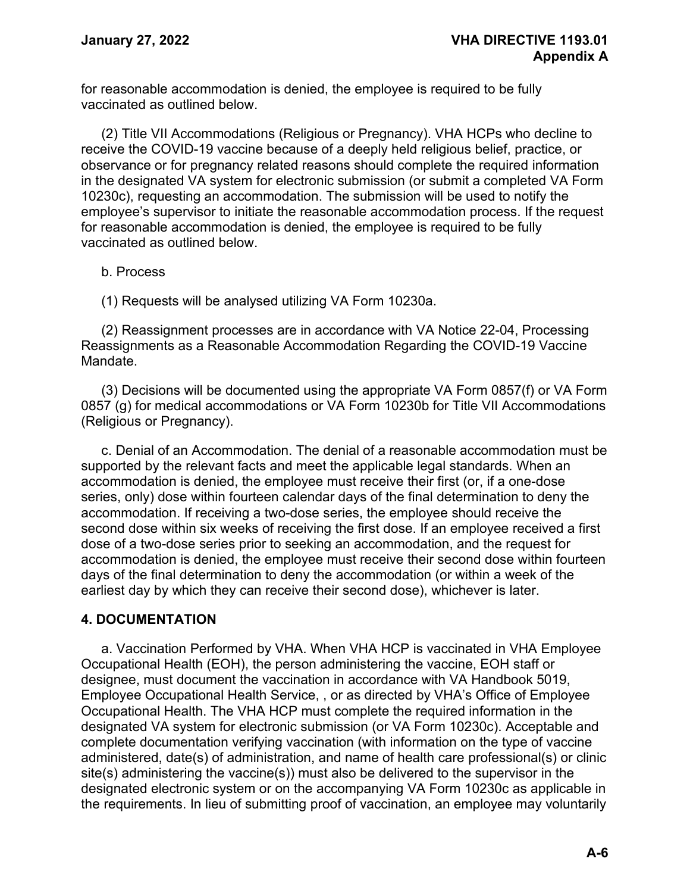for reasonable accommodation is denied, the employee is required to be fully vaccinated as outlined below.

(2) Title VII Accommodations (Religious or Pregnancy). VHA HCPs who decline to receive the COVID-19 vaccine because of a deeply held religious belief, practice, or observance or for pregnancy related reasons should complete the required information in the designated VA system for electronic submission (or submit a completed VA Form 10230c), requesting an accommodation. The submission will be used to notify the employee's supervisor to initiate the reasonable accommodation process. If the request for reasonable accommodation is denied, the employee is required to be fully vaccinated as outlined below.

b. Process

(1) Requests will be analysed utilizing VA Form 10230a.

(2) Reassignment processes are in accordance with VA Notice 22-04, Processing Reassignments as a Reasonable Accommodation Regarding the COVID-19 Vaccine Mandate.

(3) Decisions will be documented using the appropriate VA Form 0857(f) or VA Form 0857 (g) for medical accommodations or VA Form 10230b for Title VII Accommodations (Religious or Pregnancy).

c. Denial of an Accommodation. The denial of a reasonable accommodation must be supported by the relevant facts and meet the applicable legal standards. When an accommodation is denied, the employee must receive their first (or, if a one-dose series, only) dose within fourteen calendar days of the final determination to deny the accommodation. If receiving a two-dose series, the employee should receive the second dose within six weeks of receiving the first dose. If an employee received a first dose of a two-dose series prior to seeking an accommodation, and the request for accommodation is denied, the employee must receive their second dose within fourteen days of the final determination to deny the accommodation (or within a week of the earliest day by which they can receive their second dose), whichever is later.

## 4. DOCUMENTATION

a. Vaccination Performed by VHA. When VHA HCP is vaccinated in VHA Employee Occupational Health (EOH), the person administering the vaccine, EOH staff or designee, must document the vaccination in accordance with VA Handbook 5019, Employee Occupational Health Service, , or as directed by VHA's Office of Employee Occupational Health. The VHA HCP must complete the required information in the designated VA system for electronic submission (or VA Form 10230c). Acceptable and complete documentation verifying vaccination (with information on the type of vaccine administered, date(s) of administration, and name of health care professional(s) or clinic site(s) administering the vaccine(s)) must also be delivered to the supervisor in the designated electronic system or on the accompanying VA Form 10230c as applicable in the requirements. In lieu of submitting proof of vaccination, an employee may voluntarily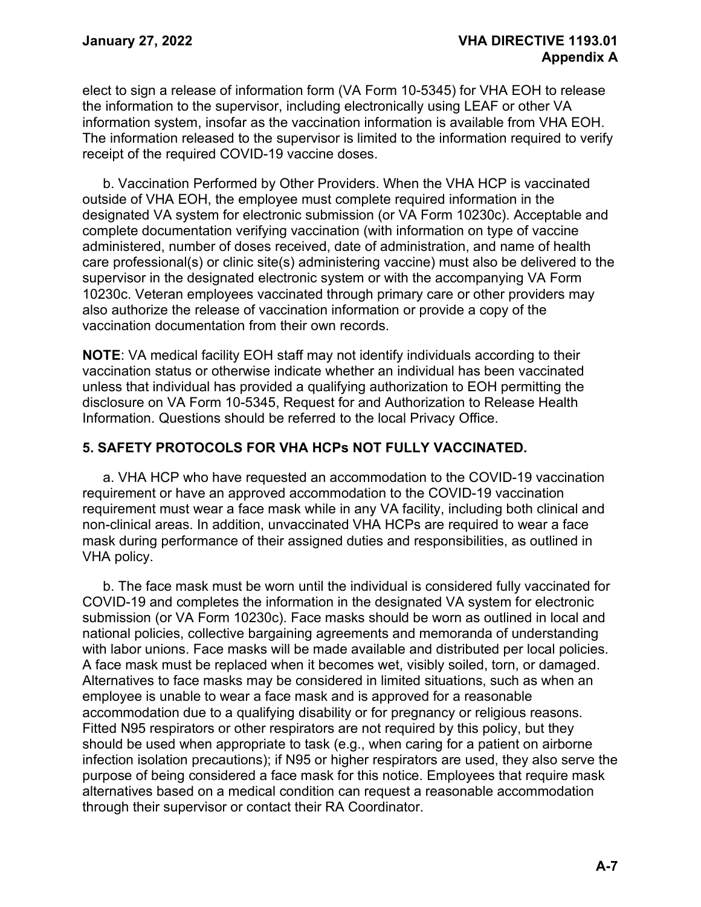elect to sign a release of information form (VA Form 10-5345) for VHA EOH to release the information to the supervisor, including electronically using LEAF or other VA information system, insofar as the vaccination information is available from VHA EOH. The information released to the supervisor is limited to the information required to verify receipt of the required COVID-19 vaccine doses.

b. Vaccination Performed by Other Providers. When the VHA HCP is vaccinated outside of VHA EOH, the employee must complete required information in the designated VA system for electronic submission (or VA Form 10230c). Acceptable and complete documentation verifying vaccination (with information on type of vaccine administered, number of doses received, date of administration, and name of health care professional(s) or clinic site(s) administering vaccine) must also be delivered to the supervisor in the designated electronic system or with the accompanying VA Form 10230c. Veteran employees vaccinated through primary care or other providers may also authorize the release of vaccination information or provide a copy of the vaccination documentation from their own records.

**NOTE**: VA medical facility EOH staff may not identify individuals according to their vaccination status or otherwise indicate whether an individual has been vaccinated unless that individual has provided a qualifying authorization to EOH permitting the disclosure on VA Form 10-5345, Request for and Authorization to Release Health Information. Questions should be referred to the local Privacy Office.

## 5. SAFETY PROTOCOLS FOR VHA HCPs NOT FULLY VACCINATED.

a. VHA HCP who have requested an accommodation to the COVID-19 vaccination requirement or have an approved accommodation to the COVID-19 vaccination requirement must wear a face mask while in any VA facility, including both clinical and non-clinical areas. In addition, unvaccinated VHA HCPs are required to wear a face mask during performance of their assigned duties and responsibilities, as outlined in VHA policy.

b. The face mask must be worn until the individual is considered fully vaccinated for COVID-19 and completes the information in the designated VA system for electronic submission (or VA Form 10230c). Face masks should be worn as outlined in local and national policies, collective bargaining agreements and memoranda of understanding with labor unions. Face masks will be made available and distributed per local policies. A face mask must be replaced when it becomes wet, visibly soiled, torn, or damaged. Alternatives to face masks may be considered in limited situations, such as when an employee is unable to wear a face mask and is approved for a reasonable accommodation due to a qualifying disability or for pregnancy or religious reasons. Fitted N95 respirators or other respirators are not required by this policy, but they should be used when appropriate to task (e.g., when caring for a patient on airborne infection isolation precautions); if N95 or higher respirators are used, they also serve the purpose of being considered a face mask for this notice. Employees that require mask alternatives based on a medical condition can request a reasonable accommodation through their supervisor or contact their RA Coordinator.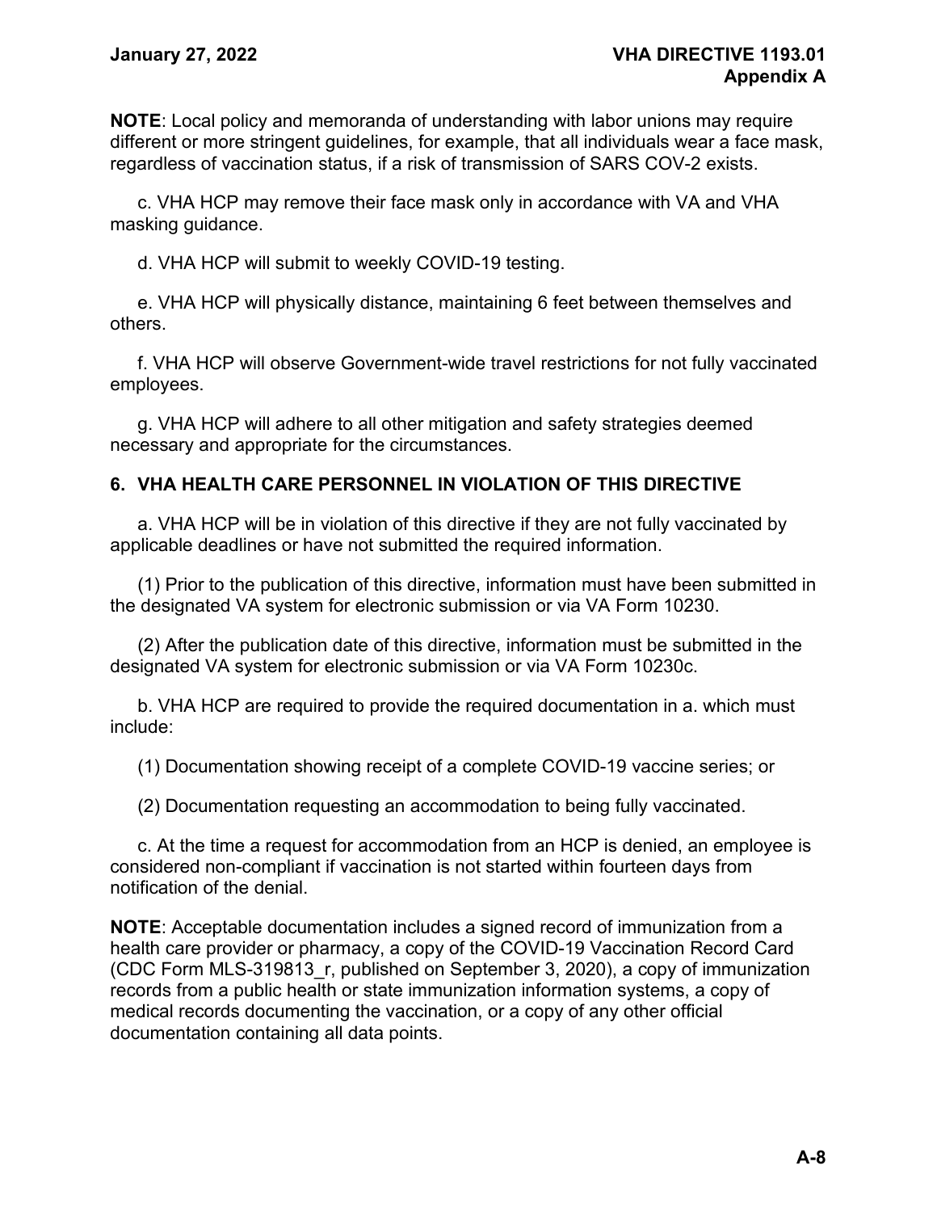**NOTE**: Local policy and memoranda of understanding with labor unions may require different or more stringent guidelines, for example, that all individuals wear a face mask, regardless of vaccination status, if a risk of transmission of SARS COV-2 exists.

c. VHA HCP may remove their face mask only in accordance with VA and VHA masking guidance.

d. VHA HCP will submit to weekly COVID-19 testing.

e. VHA HCP will physically distance, maintaining 6 feet between themselves and others.

f. VHA HCP will observe Government-wide travel restrictions for not fully vaccinated employees.

g. VHA HCP will adhere to all other mitigation and safety strategies deemed necessary and appropriate for the circumstances.

## 6. VHA HEALTH CARE PERSONNEL IN VIOLATION OF THIS DIRECTIVE

a. VHA HCP will be in violation of this directive if they are not fully vaccinated by applicable deadlines or have not submitted the required information.

(1) Prior to the publication of this directive, information must have been submitted in the designated VA system for electronic submission or via VA Form 10230.

(2) After the publication date of this directive, information must be submitted in the designated VA system for electronic submission or via VA Form 10230c.

b. VHA HCP are required to provide the required documentation in a. which must include:

(1) Documentation showing receipt of a complete COVID-19 vaccine series; or

(2) Documentation requesting an accommodation to being fully vaccinated.

c. At the time a request for accommodation from an HCP is denied, an employee is considered non-compliant if vaccination is not started within fourteen days from notification of the denial.

**NOTE**: Acceptable documentation includes a signed record of immunization from a health care provider or pharmacy, a copy of the COVID-19 Vaccination Record Card (CDC Form MLS-319813_r, published on September 3, 2020), a copy of immunization records from a public health or state immunization information systems, a copy of medical records documenting the vaccination, or a copy of any other official documentation containing all data points.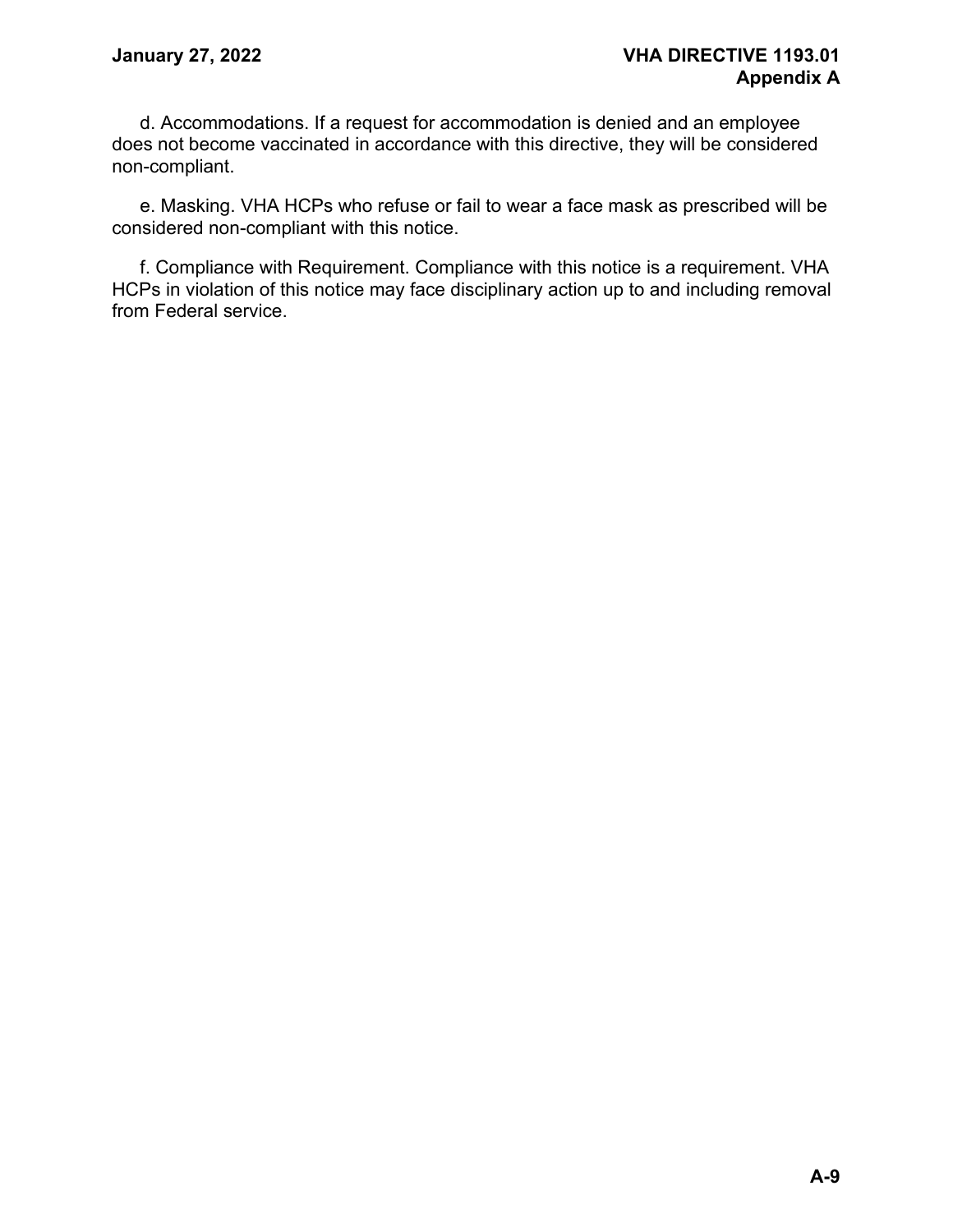d. Accommodations. If a request for accommodation is denied and an employee does not become vaccinated in accordance with this directive, they will be considered non-compliant.

e. Masking. VHA HCPs who refuse or fail to wear a face mask as prescribed will be considered non-compliant with this notice.

f. Compliance with Requirement. Compliance with this notice is a requirement. VHA HCPs in violation of this notice may face disciplinary action up to and including removal from Federal service.